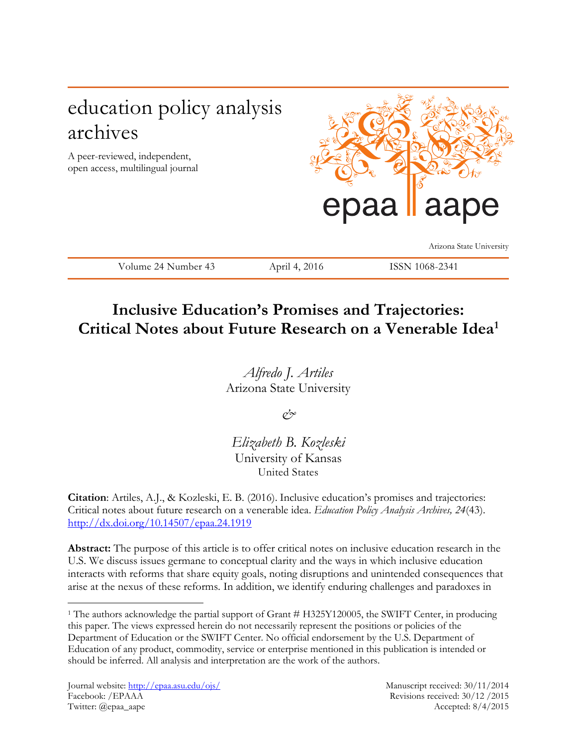# education policy analysis archives

A peer-reviewed, independent, open access, multilingual journal

epaa aape

Arizona State University

Volume 24 Number 43 | April 4, 2016 | ISSN 1068-2341

## Inclusive Education's Promises and Trajectories: Critical Notes about Future Research on a Venerable Idea[1]

*Alfredo J. Artiles*
Arizona State University

&

*Elizabeth B. Kozleski*
University of Kansas
United States

**Citation**: Artiles, A.J., & Kozleski, E. B. (2016). Inclusive education's promises and trajectories: Critical notes about future research on a venerable idea. *Education Policy Analysis Archives, 24*(43). http://dx.doi.org/10.14507/epaa.24.1919

**Abstract:** The purpose of this article is to offer critical notes on inclusive education research in the U.S. We discuss issues germane to conceptual clarity and the ways in which inclusive education interacts with reforms that share equity goals, noting disruptions and unintended consequences that arise at the nexus of these reforms. In addition, we identify enduring challenges and paradoxes in

[1] The authors acknowledge the partial support of Grant # H325Y120005, the SWIFT Center, in producing this paper. The views expressed herein do not necessarily represent the positions or policies of the Department of Education or the SWIFT Center. No official endorsement by the U.S. Department of Education of any product, commodity, service or enterprise mentioned in this publication is intended or should be inferred. All analysis and interpretation are the work of the authors.

Journal website: http://epaa.asu.edu/ojs/
Facebook: /EPAAA
Twitter: @epaa_aape

Manuscript received: 30/11/2014
Revisions received: 30/12 /2015
Accepted: 8/4/2015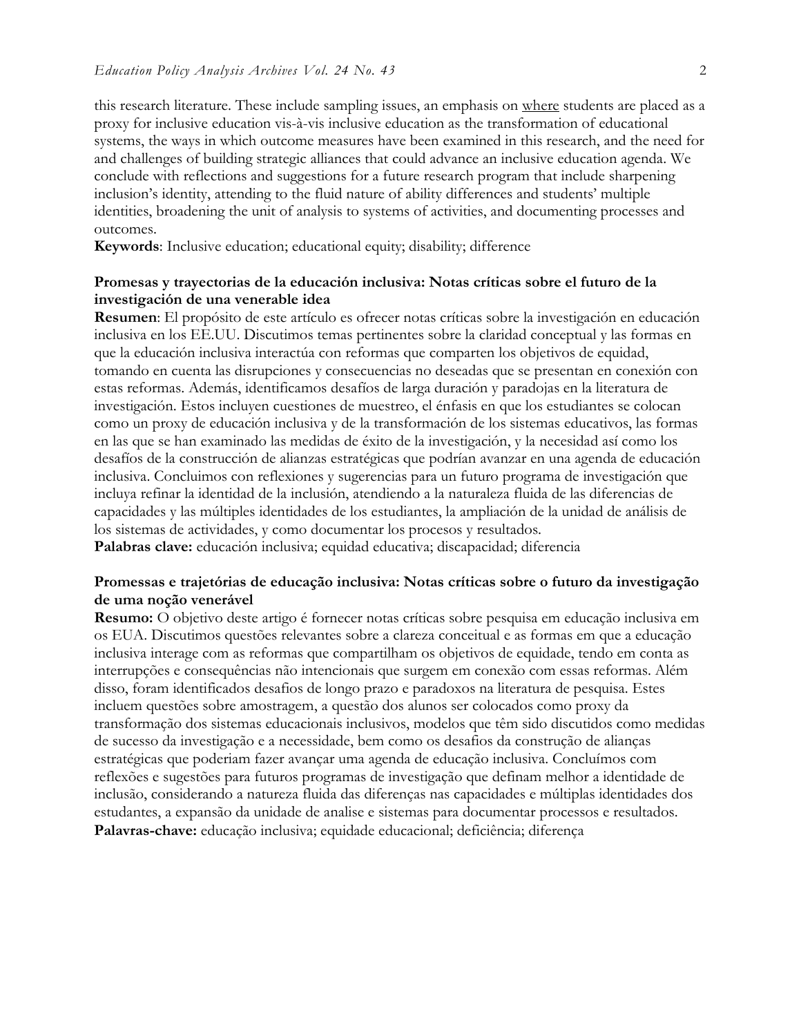this research literature. These include sampling issues, an emphasis on <u>where</u> students are placed as a proxy for inclusive education vis-à-vis inclusive education as the transformation of educational systems, the ways in which outcome measures have been examined in this research, and the need for and challenges of building strategic alliances that could advance an inclusive education agenda. We conclude with reflections and suggestions for a future research program that include sharpening inclusion's identity, attending to the fluid nature of ability differences and students' multiple identities, broadening the unit of analysis to systems of activities, and documenting processes and outcomes.

**Keywords**: Inclusive education; educational equity; disability; difference

### Promesas y trayectorias de la educación inclusiva: Notas críticas sobre el futuro de la investigación de una venerable idea

**Resumen**: El propósito de este artículo es ofrecer notas críticas sobre la investigación en educación inclusiva en los EE.UU. Discutimos temas pertinentes sobre la claridad conceptual y las formas en que la educación inclusiva interactúa con reformas que comparten los objetivos de equidad, tomando en cuenta las disrupciones y consecuencias no deseadas que se presentan en conexión con estas reformas. Además, identificamos desafíos de larga duración y paradojas en la literatura de investigación. Estos incluyen cuestiones de muestreo, el énfasis en que los estudiantes se colocan como un proxy de educación inclusiva y de la transformación de los sistemas educativos, las formas en las que se han examinado las medidas de éxito de la investigación, y la necesidad así como los desafíos de la construcción de alianzas estratégicas que podrían avanzar en una agenda de educación inclusiva. Concluimos con reflexiones y sugerencias para un futuro programa de investigación que incluya refinar la identidad de la inclusión, atendiendo a la naturaleza fluida de las diferencias de capacidades y las múltiples identidades de los estudiantes, la ampliación de la unidad de análisis de los sistemas de actividades, y como documentar los procesos y resultados.

**Palabras clave:** educación inclusiva; equidad educativa; discapacidad; diferencia

### Promessas e trajetórias de educação inclusiva: Notas críticas sobre o futuro da investigação de uma noção venerável

**Resumo:** O objetivo deste artigo é fornecer notas críticas sobre pesquisa em educação inclusiva em os EUA. Discutimos questões relevantes sobre a clareza conceitual e as formas em que a educação inclusiva interage com as reformas que compartilham os objetivos de equidade, tendo em conta as interrupções e consequências não intencionais que surgem em conexão com essas reformas. Além disso, foram identificados desafios de longo prazo e paradoxos na literatura de pesquisa. Estes incluem questões sobre amostragem, a questão dos alunos ser colocados como proxy da transformação dos sistemas educacionais inclusivos, modelos que têm sido discutidos como medidas de sucesso da investigação e a necessidade, bem como os desafios da construção de alianças estratégicas que poderiam fazer avançar uma agenda de educação inclusiva. Concluímos com reflexões e sugestões para futuros programas de investigação que definam melhor a identidade de inclusão, considerando a natureza fluida das diferenças nas capacidades e múltiplas identidades dos estudantes, a expansão da unidade de analise e sistemas para documentar processos e resultados.

**Palavras-chave:** educação inclusiva; equidade educacional; deficiência; diferença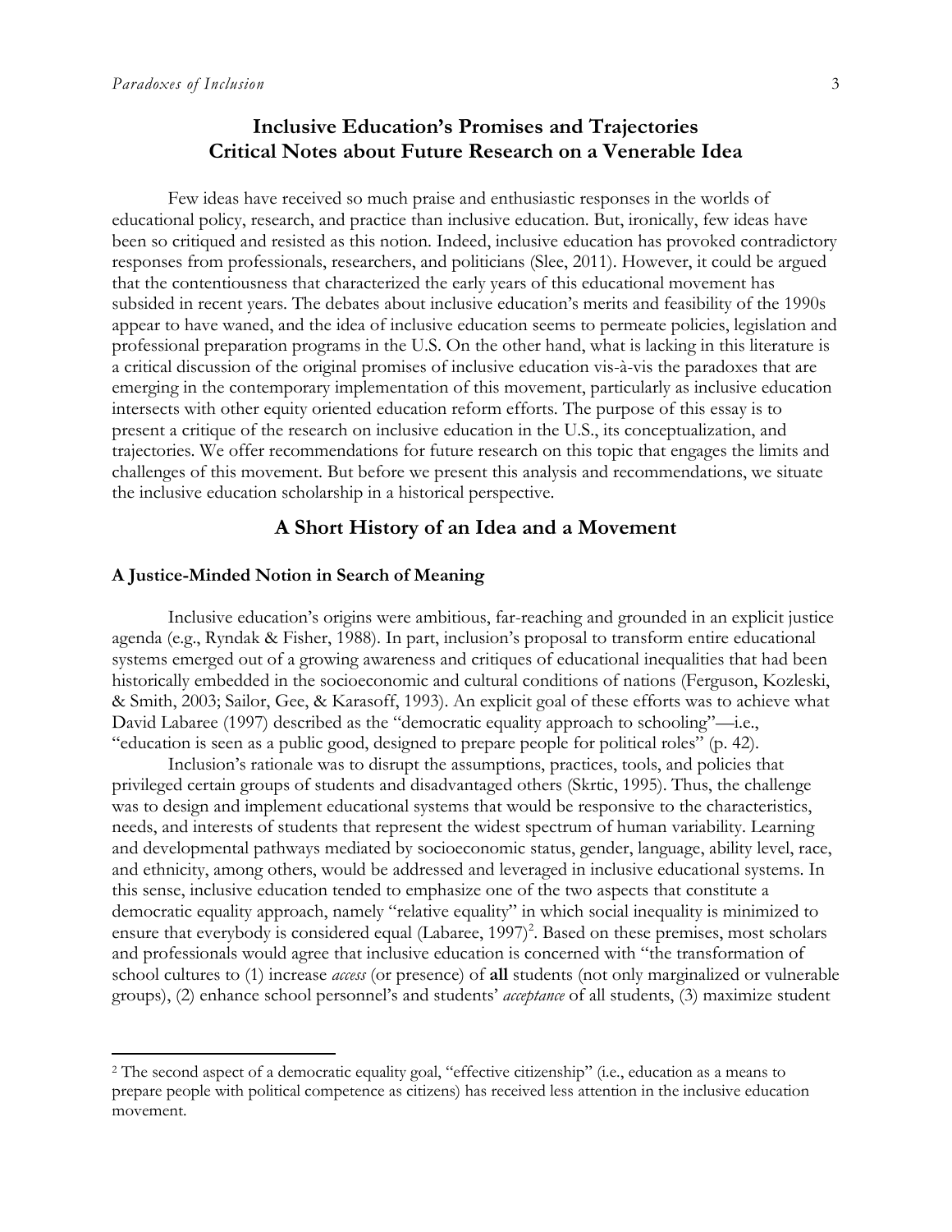## Inclusive Education's Promises and Trajectories
## Critical Notes about Future Research on a Venerable Idea

Few ideas have received so much praise and enthusiastic responses in the worlds of educational policy, research, and practice than inclusive education. But, ironically, few ideas have been so critiqued and resisted as this notion. Indeed, inclusive education has provoked contradictory responses from professionals, researchers, and politicians (Slee, 2011). However, it could be argued that the contentiousness that characterized the early years of this educational movement has subsided in recent years. The debates about inclusive education's merits and feasibility of the 1990s appear to have waned, and the idea of inclusive education seems to permeate policies, legislation and professional preparation programs in the U.S. On the other hand, what is lacking in this literature is a critical discussion of the original promises of inclusive education vis-à-vis the paradoxes that are emerging in the contemporary implementation of this movement, particularly as inclusive education intersects with other equity oriented education reform efforts. The purpose of this essay is to present a critique of the research on inclusive education in the U.S., its conceptualization, and trajectories. We offer recommendations for future research on this topic that engages the limits and challenges of this movement. But before we present this analysis and recommendations, we situate the inclusive education scholarship in a historical perspective.

## A Short History of an Idea and a Movement

### A Justice-Minded Notion in Search of Meaning

Inclusive education's origins were ambitious, far-reaching and grounded in an explicit justice agenda (e.g., Ryndak & Fisher, 1988). In part, inclusion's proposal to transform entire educational systems emerged out of a growing awareness and critiques of educational inequalities that had been historically embedded in the socioeconomic and cultural conditions of nations (Ferguson, Kozleski, & Smith, 2003; Sailor, Gee, & Karasoff, 1993). An explicit goal of these efforts was to achieve what David Labaree (1997) described as the "democratic equality approach to schooling"—i.e., "education is seen as a public good, designed to prepare people for political roles" (p. 42).

Inclusion's rationale was to disrupt the assumptions, practices, tools, and policies that privileged certain groups of students and disadvantaged others (Skrtic, 1995). Thus, the challenge was to design and implement educational systems that would be responsive to the characteristics, needs, and interests of students that represent the widest spectrum of human variability. Learning and developmental pathways mediated by socioeconomic status, gender, language, ability level, race, and ethnicity, among others, would be addressed and leveraged in inclusive educational systems. In this sense, inclusive education tended to emphasize one of the two aspects that constitute a democratic equality approach, namely "relative equality" in which social inequality is minimized to ensure that everybody is considered equal (Labaree, 1997)[2]. Based on these premises, most scholars and professionals would agree that inclusive education is concerned with "the transformation of school cultures to (1) increase *access* (or presence) of **all** students (not only marginalized or vulnerable groups), (2) enhance school personnel's and students' *acceptance* of all students, (3) maximize student

[2] The second aspect of a democratic equality goal, "effective citizenship" (i.e., education as a means to prepare people with political competence as citizens) has received less attention in the inclusive education movement.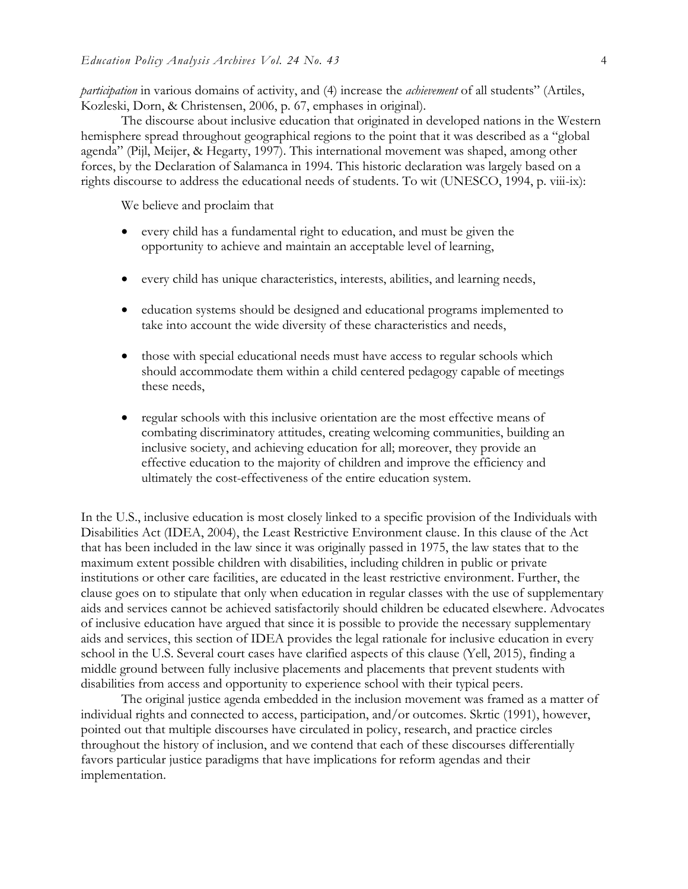*participation* in various domains of activity, and (4) increase the *achievement* of all students" (Artiles, Kozleski, Dorn, & Christensen, 2006, p. 67, emphases in original).

The discourse about inclusive education that originated in developed nations in the Western hemisphere spread throughout geographical regions to the point that it was described as a "global agenda" (Pijl, Meijer, & Hegarty, 1997). This international movement was shaped, among other forces, by the Declaration of Salamanca in 1994. This historic declaration was largely based on a rights discourse to address the educational needs of students. To wit (UNESCO, 1994, p. viii-ix):

> We believe and proclaim that
>
> - every child has a fundamental right to education, and must be given the opportunity to achieve and maintain an acceptable level of learning,
> - every child has unique characteristics, interests, abilities, and learning needs,
> - education systems should be designed and educational programs implemented to take into account the wide diversity of these characteristics and needs,
> - those with special educational needs must have access to regular schools which should accommodate them within a child centered pedagogy capable of meetings these needs,
> - regular schools with this inclusive orientation are the most effective means of combating discriminatory attitudes, creating welcoming communities, building an inclusive society, and achieving education for all; moreover, they provide an effective education to the majority of children and improve the efficiency and ultimately the cost-effectiveness of the entire education system.

In the U.S., inclusive education is most closely linked to a specific provision of the Individuals with Disabilities Act (IDEA, 2004), the Least Restrictive Environment clause. In this clause of the Act that has been included in the law since it was originally passed in 1975, the law states that to the maximum extent possible children with disabilities, including children in public or private institutions or other care facilities, are educated in the least restrictive environment. Further, the clause goes on to stipulate that only when education in regular classes with the use of supplementary aids and services cannot be achieved satisfactorily should children be educated elsewhere. Advocates of inclusive education have argued that since it is possible to provide the necessary supplementary aids and services, this section of IDEA provides the legal rationale for inclusive education in every school in the U.S. Several court cases have clarified aspects of this clause (Yell, 2015), finding a middle ground between fully inclusive placements and placements that prevent students with disabilities from access and opportunity to experience school with their typical peers.

The original justice agenda embedded in the inclusion movement was framed as a matter of individual rights and connected to access, participation, and/or outcomes. Skrtic (1991), however, pointed out that multiple discourses have circulated in policy, research, and practice circles throughout the history of inclusion, and we contend that each of these discourses differentially favors particular justice paradigms that have implications for reform agendas and their implementation.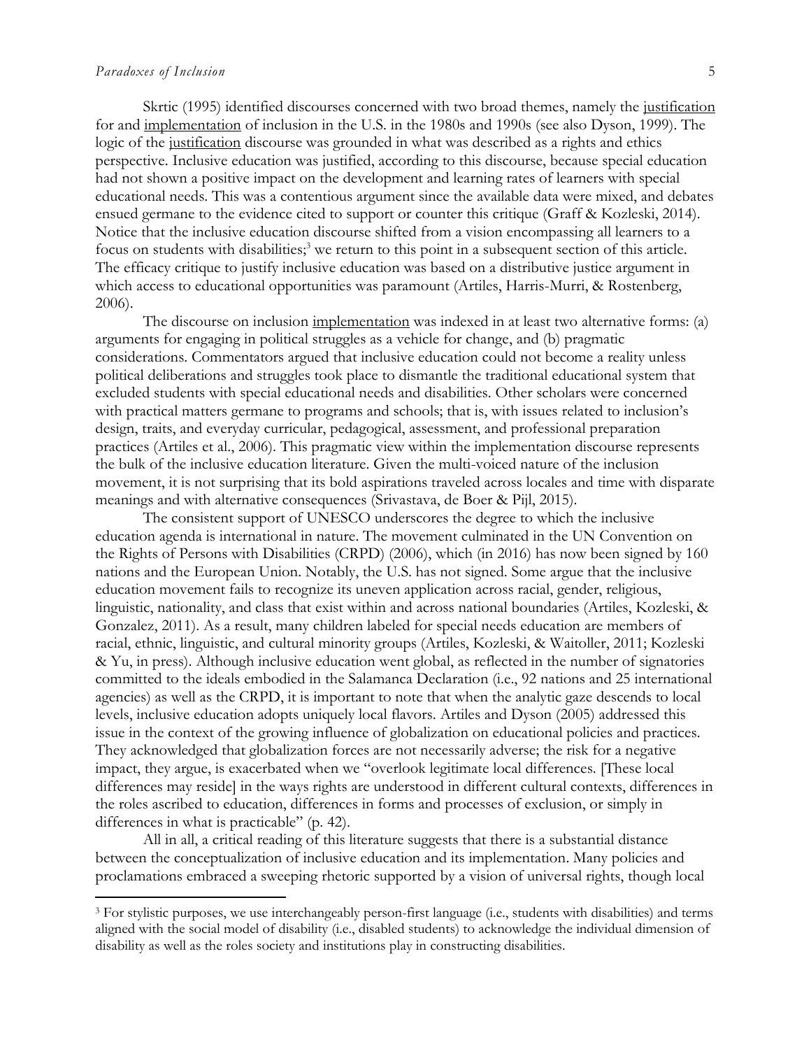Skrtic (1995) identified discourses concerned with two broad themes, namely the justification for and implementation of inclusion in the U.S. in the 1980s and 1990s (see also Dyson, 1999). The logic of the justification discourse was grounded in what was described as a rights and ethics perspective. Inclusive education was justified, according to this discourse, because special education had not shown a positive impact on the development and learning rates of learners with special educational needs. This was a contentious argument since the available data were mixed, and debates ensued germane to the evidence cited to support or counter this critique (Graff & Kozleski, 2014). Notice that the inclusive education discourse shifted from a vision encompassing all learners to a focus on students with disabilities;[3] we return to this point in a subsequent section of this article. The efficacy critique to justify inclusive education was based on a distributive justice argument in which access to educational opportunities was paramount (Artiles, Harris-Murri, & Rostenberg, 2006).

The discourse on inclusion implementation was indexed in at least two alternative forms: (a) arguments for engaging in political struggles as a vehicle for change, and (b) pragmatic considerations. Commentators argued that inclusive education could not become a reality unless political deliberations and struggles took place to dismantle the traditional educational system that excluded students with special educational needs and disabilities. Other scholars were concerned with practical matters germane to programs and schools; that is, with issues related to inclusion's design, traits, and everyday curricular, pedagogical, assessment, and professional preparation practices (Artiles et al., 2006). This pragmatic view within the implementation discourse represents the bulk of the inclusive education literature. Given the multi-voiced nature of the inclusion movement, it is not surprising that its bold aspirations traveled across locales and time with disparate meanings and with alternative consequences (Srivastava, de Boer & Pijl, 2015).

The consistent support of UNESCO underscores the degree to which the inclusive education agenda is international in nature. The movement culminated in the UN Convention on the Rights of Persons with Disabilities (CRPD) (2006), which (in 2016) has now been signed by 160 nations and the European Union. Notably, the U.S. has not signed. Some argue that the inclusive education movement fails to recognize its uneven application across racial, gender, religious, linguistic, nationality, and class that exist within and across national boundaries (Artiles, Kozleski, & Gonzalez, 2011). As a result, many children labeled for special needs education are members of racial, ethnic, linguistic, and cultural minority groups (Artiles, Kozleski, & Waitoller, 2011; Kozleski & Yu, in press). Although inclusive education went global, as reflected in the number of signatories committed to the ideals embodied in the Salamanca Declaration (i.e., 92 nations and 25 international agencies) as well as the CRPD, it is important to note that when the analytic gaze descends to local levels, inclusive education adopts uniquely local flavors. Artiles and Dyson (2005) addressed this issue in the context of the growing influence of globalization on educational policies and practices. They acknowledged that globalization forces are not necessarily adverse; the risk for a negative impact, they argue, is exacerbated when we "overlook legitimate local differences. [These local differences may reside] in the ways rights are understood in different cultural contexts, differences in the roles ascribed to education, differences in forms and processes of exclusion, or simply in differences in what is practicable" (p. 42).

All in all, a critical reading of this literature suggests that there is a substantial distance between the conceptualization of inclusive education and its implementation. Many policies and proclamations embraced a sweeping rhetoric supported by a vision of universal rights, though local

---

[3] For stylistic purposes, we use interchangeably person-first language (i.e., students with disabilities) and terms aligned with the social model of disability (i.e., disabled students) to acknowledge the individual dimension of disability as well as the roles society and institutions play in constructing disabilities.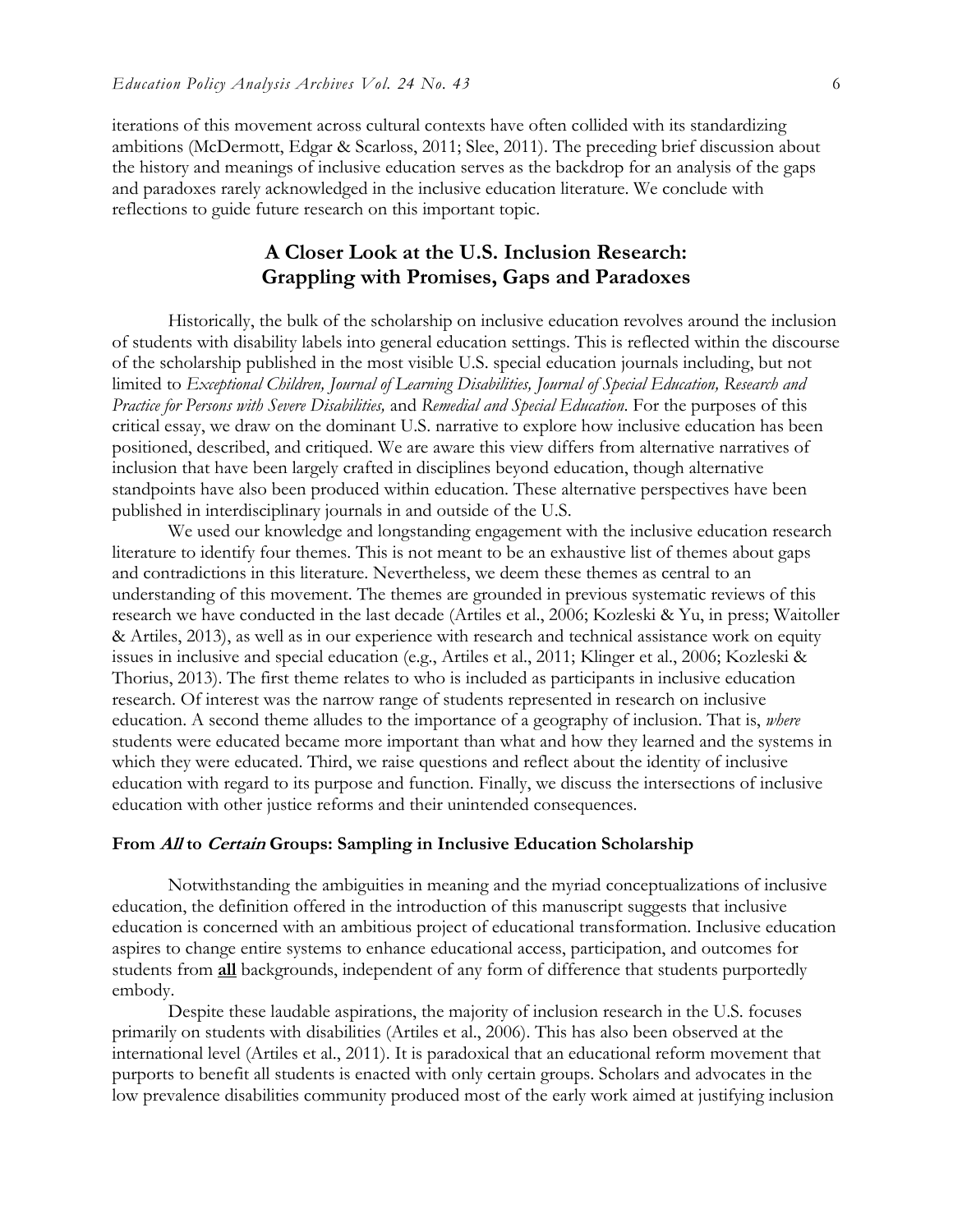iterations of this movement across cultural contexts have often collided with its standardizing ambitions (McDermott, Edgar & Scarloss, 2011; Slee, 2011). The preceding brief discussion about the history and meanings of inclusive education serves as the backdrop for an analysis of the gaps and paradoxes rarely acknowledged in the inclusive education literature. We conclude with reflections to guide future research on this important topic.

## A Closer Look at the U.S. Inclusion Research: Grappling with Promises, Gaps and Paradoxes

Historically, the bulk of the scholarship on inclusive education revolves around the inclusion of students with disability labels into general education settings. This is reflected within the discourse of the scholarship published in the most visible U.S. special education journals including, but not limited to *Exceptional Children, Journal of Learning Disabilities, Journal of Special Education, Research and Practice for Persons with Severe Disabilities,* and *Remedial and Special Education*. For the purposes of this critical essay, we draw on the dominant U.S. narrative to explore how inclusive education has been positioned, described, and critiqued. We are aware this view differs from alternative narratives of inclusion that have been largely crafted in disciplines beyond education, though alternative standpoints have also been produced within education. These alternative perspectives have been published in interdisciplinary journals in and outside of the U.S.

We used our knowledge and longstanding engagement with the inclusive education research literature to identify four themes. This is not meant to be an exhaustive list of themes about gaps and contradictions in this literature. Nevertheless, we deem these themes as central to an understanding of this movement. The themes are grounded in previous systematic reviews of this research we have conducted in the last decade (Artiles et al., 2006; Kozleski & Yu, in press; Waitoller & Artiles, 2013), as well as in our experience with research and technical assistance work on equity issues in inclusive and special education (e.g., Artiles et al., 2011; Klinger et al., 2006; Kozleski & Thorius, 2013). The first theme relates to who is included as participants in inclusive education research. Of interest was the narrow range of students represented in research on inclusive education. A second theme alludes to the importance of a geography of inclusion. That is, *where* students were educated became more important than what and how they learned and the systems in which they were educated. Third, we raise questions and reflect about the identity of inclusive education with regard to its purpose and function. Finally, we discuss the intersections of inclusive education with other justice reforms and their unintended consequences.

### From *All* to *Certain* Groups: Sampling in Inclusive Education Scholarship

Notwithstanding the ambiguities in meaning and the myriad conceptualizations of inclusive education, the definition offered in the introduction of this manuscript suggests that inclusive education is concerned with an ambitious project of educational transformation. Inclusive education aspires to change entire systems to enhance educational access, participation, and outcomes for students from **<u>all</u>** backgrounds, independent of any form of difference that students purportedly embody.

Despite these laudable aspirations, the majority of inclusion research in the U.S. focuses primarily on students with disabilities (Artiles et al., 2006). This has also been observed at the international level (Artiles et al., 2011). It is paradoxical that an educational reform movement that purports to benefit all students is enacted with only certain groups. Scholars and advocates in the low prevalence disabilities community produced most of the early work aimed at justifying inclusion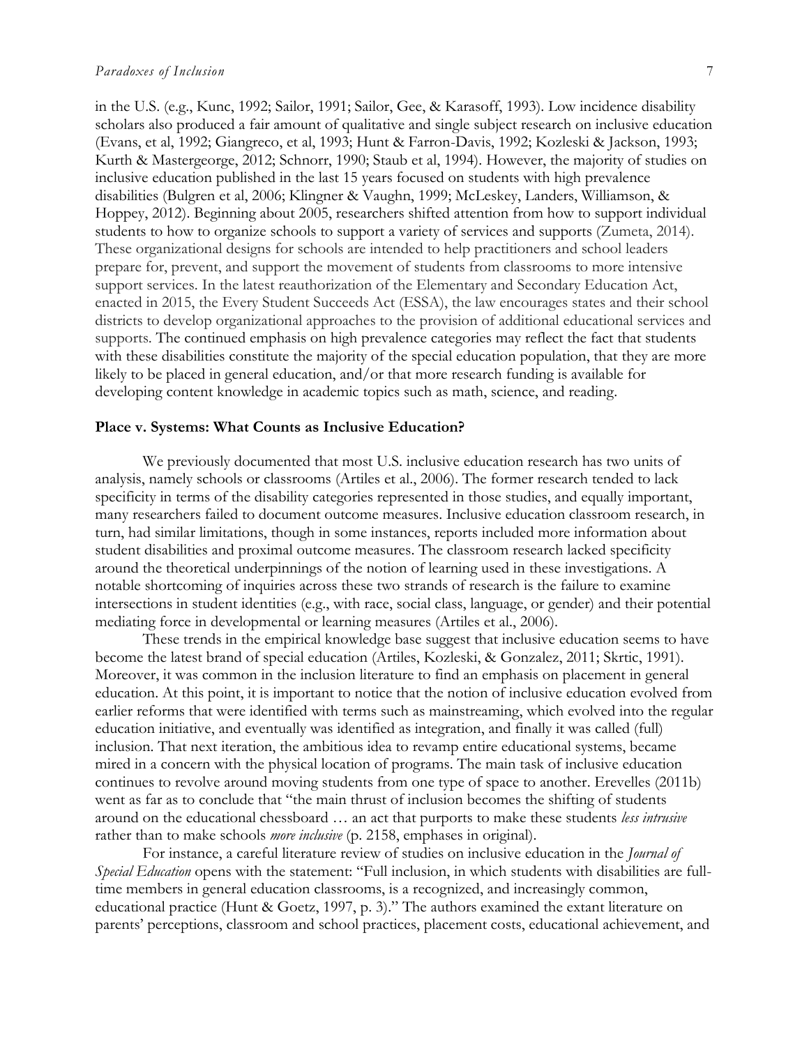in the U.S. (e.g., Kunc, 1992; Sailor, 1991; Sailor, Gee, & Karasoff, 1993). Low incidence disability scholars also produced a fair amount of qualitative and single subject research on inclusive education (Evans, et al, 1992; Giangreco, et al, 1993; Hunt & Farron-Davis, 1992; Kozleski & Jackson, 1993; Kurth & Mastergeorge, 2012; Schnorr, 1990; Staub et al, 1994). However, the majority of studies on inclusive education published in the last 15 years focused on students with high prevalence disabilities (Bulgren et al, 2006; Klingner & Vaughn, 1999; McLeskey, Landers, Williamson, & Hoppey, 2012). Beginning about 2005, researchers shifted attention from how to support individual students to how to organize schools to support a variety of services and supports (Zumeta, 2014). These organizational designs for schools are intended to help practitioners and school leaders prepare for, prevent, and support the movement of students from classrooms to more intensive support services. In the latest reauthorization of the Elementary and Secondary Education Act, enacted in 2015, the Every Student Succeeds Act (ESSA), the law encourages states and their school districts to develop organizational approaches to the provision of additional educational services and supports. The continued emphasis on high prevalence categories may reflect the fact that students with these disabilities constitute the majority of the special education population, that they are more likely to be placed in general education, and/or that more research funding is available for developing content knowledge in academic topics such as math, science, and reading.

**Place v. Systems: What Counts as Inclusive Education?**

We previously documented that most U.S. inclusive education research has two units of analysis, namely schools or classrooms (Artiles et al., 2006). The former research tended to lack specificity in terms of the disability categories represented in those studies, and equally important, many researchers failed to document outcome measures. Inclusive education classroom research, in turn, had similar limitations, though in some instances, reports included more information about student disabilities and proximal outcome measures. The classroom research lacked specificity around the theoretical underpinnings of the notion of learning used in these investigations. A notable shortcoming of inquiries across these two strands of research is the failure to examine intersections in student identities (e.g., with race, social class, language, or gender) and their potential mediating force in developmental or learning measures (Artiles et al., 2006).

These trends in the empirical knowledge base suggest that inclusive education seems to have become the latest brand of special education (Artiles, Kozleski, & Gonzalez, 2011; Skrtic, 1991). Moreover, it was common in the inclusion literature to find an emphasis on placement in general education. At this point, it is important to notice that the notion of inclusive education evolved from earlier reforms that were identified with terms such as mainstreaming, which evolved into the regular education initiative, and eventually was identified as integration, and finally it was called (full) inclusion. That next iteration, the ambitious idea to revamp entire educational systems, became mired in a concern with the physical location of programs. The main task of inclusive education continues to revolve around moving students from one type of space to another. Erevelles (2011b) went as far as to conclude that "the main thrust of inclusion becomes the shifting of students around on the educational chessboard … an act that purports to make these students *less intrusive* rather than to make schools *more inclusive* (p. 2158, emphases in original).

For instance, a careful literature review of studies on inclusive education in the *Journal of Special Education* opens with the statement: "Full inclusion, in which students with disabilities are full-time members in general education classrooms, is a recognized, and increasingly common, educational practice (Hunt & Goetz, 1997, p. 3)." The authors examined the extant literature on parents' perceptions, classroom and school practices, placement costs, educational achievement, and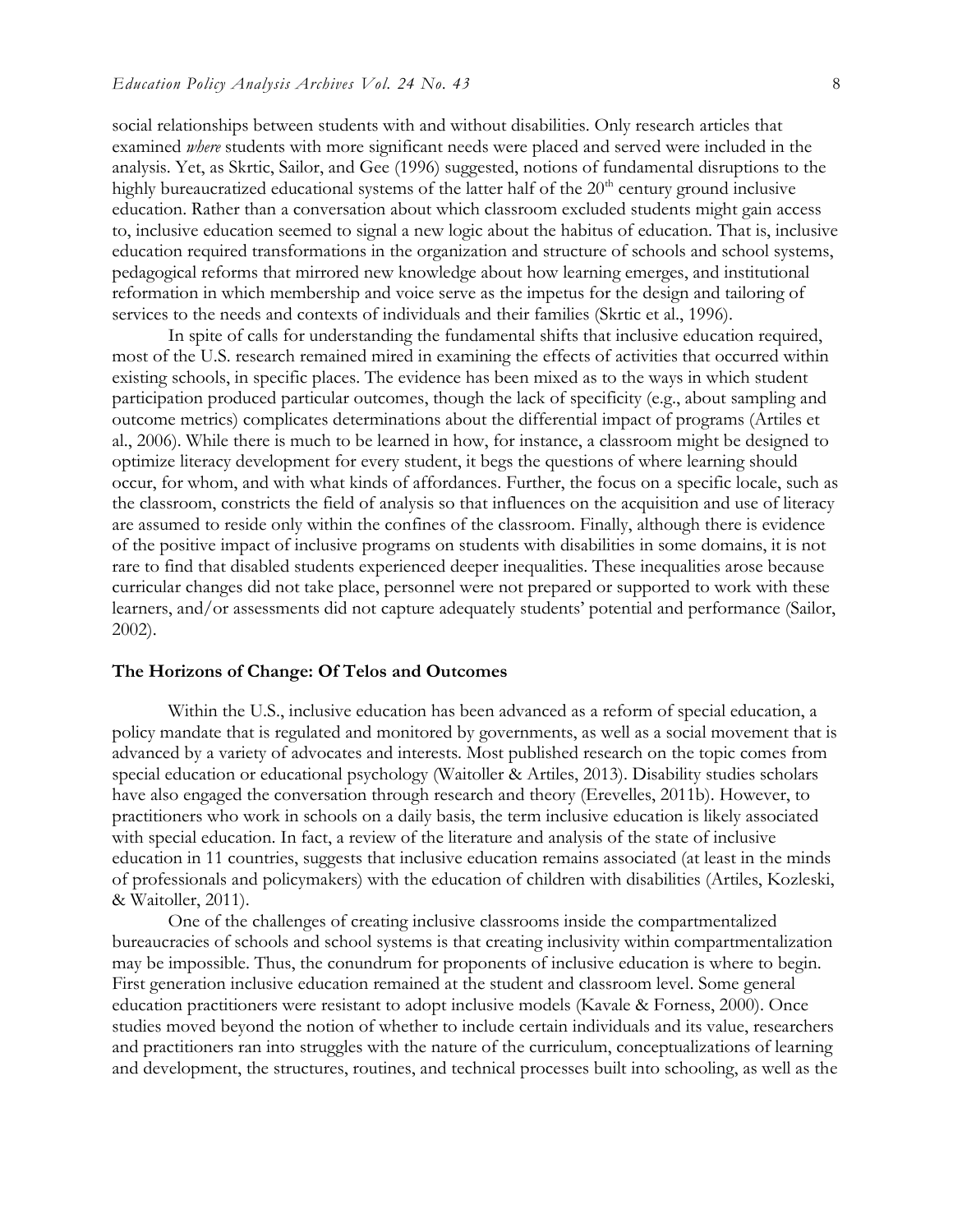social relationships between students with and without disabilities. Only research articles that examined *where* students with more significant needs were placed and served were included in the analysis. Yet, as Skrtic, Sailor, and Gee (1996) suggested, notions of fundamental disruptions to the highly bureaucratized educational systems of the latter half of the 20th century ground inclusive education. Rather than a conversation about which classroom excluded students might gain access to, inclusive education seemed to signal a new logic about the habitus of education. That is, inclusive education required transformations in the organization and structure of schools and school systems, pedagogical reforms that mirrored new knowledge about how learning emerges, and institutional reformation in which membership and voice serve as the impetus for the design and tailoring of services to the needs and contexts of individuals and their families (Skrtic et al., 1996).

In spite of calls for understanding the fundamental shifts that inclusive education required, most of the U.S. research remained mired in examining the effects of activities that occurred within existing schools, in specific places. The evidence has been mixed as to the ways in which student participation produced particular outcomes, though the lack of specificity (e.g., about sampling and outcome metrics) complicates determinations about the differential impact of programs (Artiles et al., 2006). While there is much to be learned in how, for instance, a classroom might be designed to optimize literacy development for every student, it begs the questions of where learning should occur, for whom, and with what kinds of affordances. Further, the focus on a specific locale, such as the classroom, constricts the field of analysis so that influences on the acquisition and use of literacy are assumed to reside only within the confines of the classroom. Finally, although there is evidence of the positive impact of inclusive programs on students with disabilities in some domains, it is not rare to find that disabled students experienced deeper inequalities. These inequalities arose because curricular changes did not take place, personnel were not prepared or supported to work with these learners, and/or assessments did not capture adequately students' potential and performance (Sailor, 2002).

### The Horizons of Change: Of Telos and Outcomes

Within the U.S., inclusive education has been advanced as a reform of special education, a policy mandate that is regulated and monitored by governments, as well as a social movement that is advanced by a variety of advocates and interests. Most published research on the topic comes from special education or educational psychology (Waitoller & Artiles, 2013). Disability studies scholars have also engaged the conversation through research and theory (Erevelles, 2011b). However, to practitioners who work in schools on a daily basis, the term inclusive education is likely associated with special education. In fact, a review of the literature and analysis of the state of inclusive education in 11 countries, suggests that inclusive education remains associated (at least in the minds of professionals and policymakers) with the education of children with disabilities (Artiles, Kozleski, & Waitoller, 2011).

One of the challenges of creating inclusive classrooms inside the compartmentalized bureaucracies of schools and school systems is that creating inclusivity within compartmentalization may be impossible. Thus, the conundrum for proponents of inclusive education is where to begin. First generation inclusive education remained at the student and classroom level. Some general education practitioners were resistant to adopt inclusive models (Kavale & Forness, 2000). Once studies moved beyond the notion of whether to include certain individuals and its value, researchers and practitioners ran into struggles with the nature of the curriculum, conceptualizations of learning and development, the structures, routines, and technical processes built into schooling, as well as the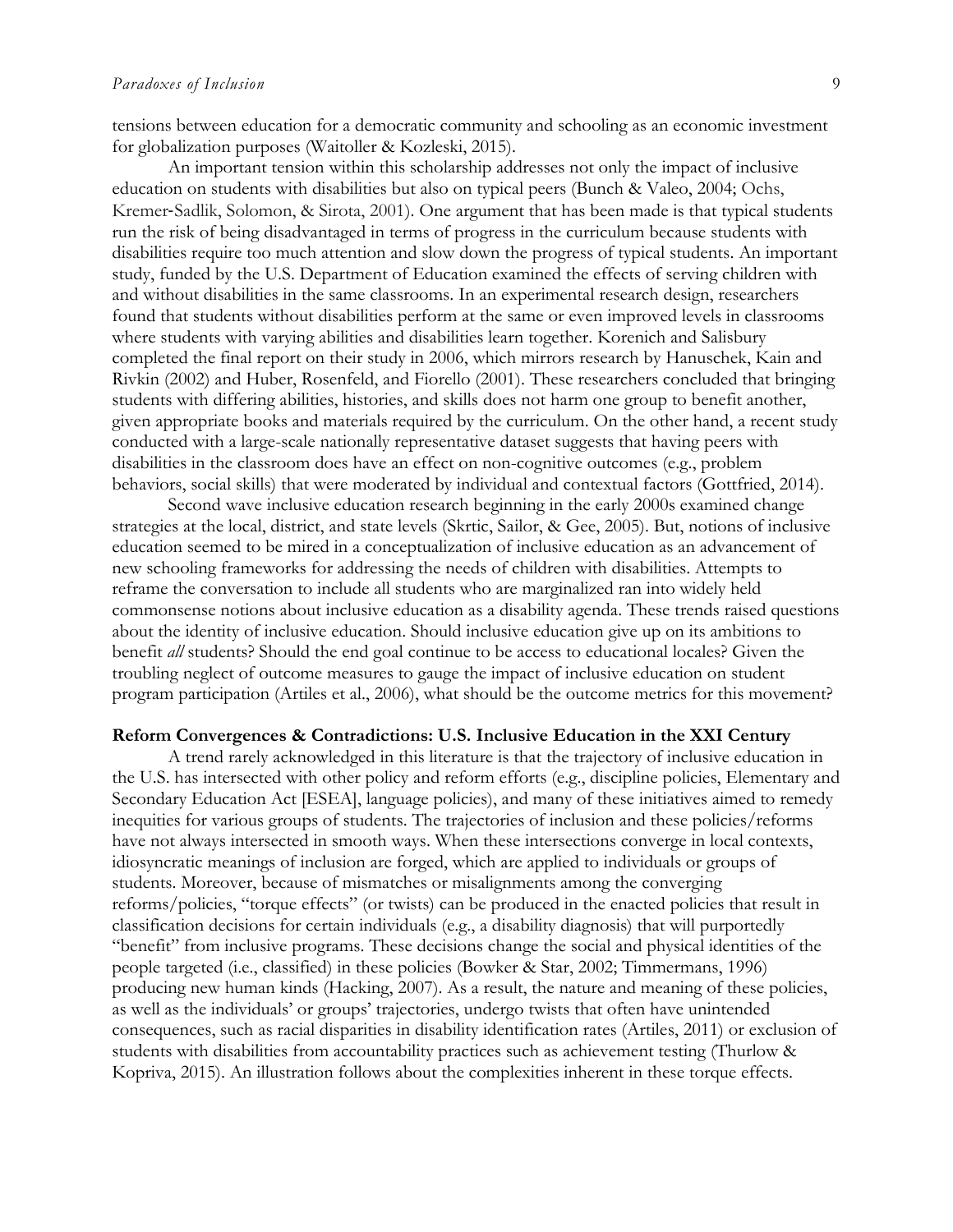tensions between education for a democratic community and schooling as an economic investment for globalization purposes (Waitoller & Kozleski, 2015).

An important tension within this scholarship addresses not only the impact of inclusive education on students with disabilities but also on typical peers (Bunch & Valeo, 2004; Ochs, Kremer-Sadlik, Solomon, & Sirota, 2001). One argument that has been made is that typical students run the risk of being disadvantaged in terms of progress in the curriculum because students with disabilities require too much attention and slow down the progress of typical students. An important study, funded by the U.S. Department of Education examined the effects of serving children with and without disabilities in the same classrooms. In an experimental research design, researchers found that students without disabilities perform at the same or even improved levels in classrooms where students with varying abilities and disabilities learn together. Korenich and Salisbury completed the final report on their study in 2006, which mirrors research by Hanuschek, Kain and Rivkin (2002) and Huber, Rosenfeld, and Fiorello (2001). These researchers concluded that bringing students with differing abilities, histories, and skills does not harm one group to benefit another, given appropriate books and materials required by the curriculum. On the other hand, a recent study conducted with a large-scale nationally representative dataset suggests that having peers with disabilities in the classroom does have an effect on non-cognitive outcomes (e.g., problem behaviors, social skills) that were moderated by individual and contextual factors (Gottfried, 2014).

Second wave inclusive education research beginning in the early 2000s examined change strategies at the local, district, and state levels (Skrtic, Sailor, & Gee, 2005). But, notions of inclusive education seemed to be mired in a conceptualization of inclusive education as an advancement of new schooling frameworks for addressing the needs of children with disabilities. Attempts to reframe the conversation to include all students who are marginalized ran into widely held commonsense notions about inclusive education as a disability agenda. These trends raised questions about the identity of inclusive education. Should inclusive education give up on its ambitions to benefit *all* students? Should the end goal continue to be access to educational locales? Given the troubling neglect of outcome measures to gauge the impact of inclusive education on student program participation (Artiles et al., 2006), what should be the outcome metrics for this movement?

**Reform Convergences & Contradictions: U.S. Inclusive Education in the XXI Century**

A trend rarely acknowledged in this literature is that the trajectory of inclusive education in the U.S. has intersected with other policy and reform efforts (e.g., discipline policies, Elementary and Secondary Education Act [ESEA], language policies), and many of these initiatives aimed to remedy inequities for various groups of students. The trajectories of inclusion and these policies/reforms have not always intersected in smooth ways. When these intersections converge in local contexts, idiosyncratic meanings of inclusion are forged, which are applied to individuals or groups of students. Moreover, because of mismatches or misalignments among the converging reforms/policies, "torque effects" (or twists) can be produced in the enacted policies that result in classification decisions for certain individuals (e.g., a disability diagnosis) that will purportedly "benefit" from inclusive programs. These decisions change the social and physical identities of the people targeted (i.e., classified) in these policies (Bowker & Star, 2002; Timmermans, 1996) producing new human kinds (Hacking, 2007). As a result, the nature and meaning of these policies, as well as the individuals' or groups' trajectories, undergo twists that often have unintended consequences, such as racial disparities in disability identification rates (Artiles, 2011) or exclusion of students with disabilities from accountability practices such as achievement testing (Thurlow & Kopriva, 2015). An illustration follows about the complexities inherent in these torque effects.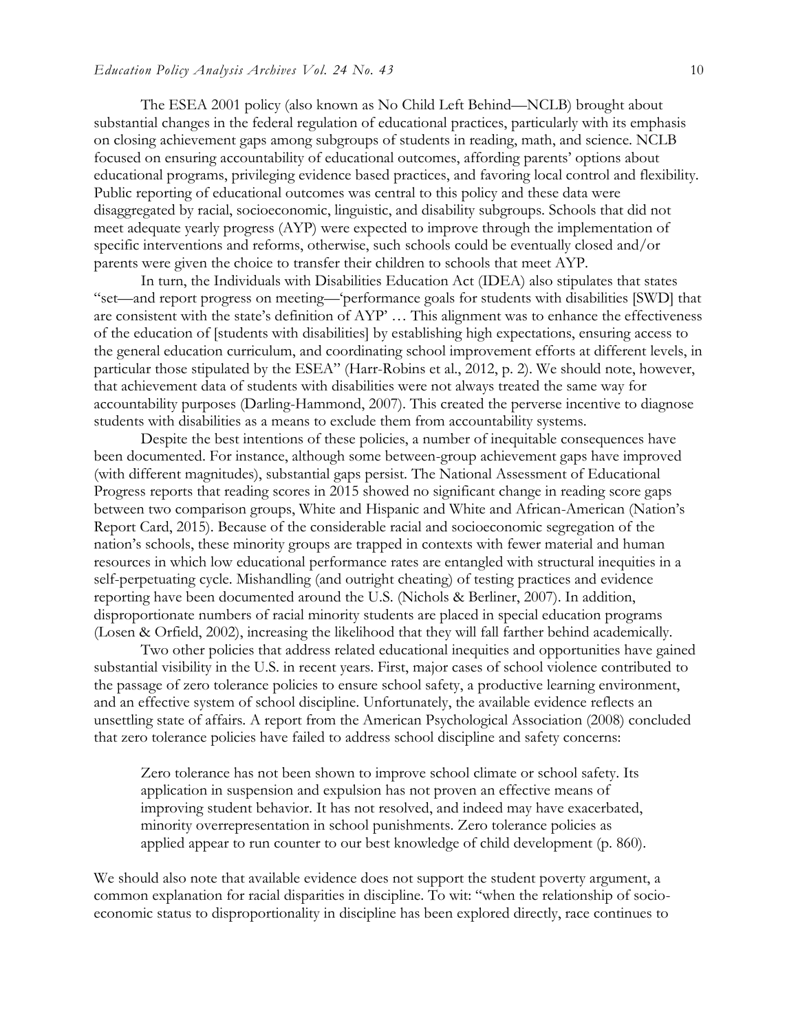The ESEA 2001 policy (also known as No Child Left Behind—NCLB) brought about substantial changes in the federal regulation of educational practices, particularly with its emphasis on closing achievement gaps among subgroups of students in reading, math, and science. NCLB focused on ensuring accountability of educational outcomes, affording parents' options about educational programs, privileging evidence based practices, and favoring local control and flexibility. Public reporting of educational outcomes was central to this policy and these data were disaggregated by racial, socioeconomic, linguistic, and disability subgroups. Schools that did not meet adequate yearly progress (AYP) were expected to improve through the implementation of specific interventions and reforms, otherwise, such schools could be eventually closed and/or parents were given the choice to transfer their children to schools that meet AYP.

In turn, the Individuals with Disabilities Education Act (IDEA) also stipulates that states "set—and report progress on meeting—'performance goals for students with disabilities [SWD] that are consistent with the state's definition of AYP' … This alignment was to enhance the effectiveness of the education of [students with disabilities] by establishing high expectations, ensuring access to the general education curriculum, and coordinating school improvement efforts at different levels, in particular those stipulated by the ESEA" (Harr-Robins et al., 2012, p. 2). We should note, however, that achievement data of students with disabilities were not always treated the same way for accountability purposes (Darling-Hammond, 2007). This created the perverse incentive to diagnose students with disabilities as a means to exclude them from accountability systems.

Despite the best intentions of these policies, a number of inequitable consequences have been documented. For instance, although some between-group achievement gaps have improved (with different magnitudes), substantial gaps persist. The National Assessment of Educational Progress reports that reading scores in 2015 showed no significant change in reading score gaps between two comparison groups, White and Hispanic and White and African-American (Nation's Report Card, 2015). Because of the considerable racial and socioeconomic segregation of the nation's schools, these minority groups are trapped in contexts with fewer material and human resources in which low educational performance rates are entangled with structural inequities in a self-perpetuating cycle. Mishandling (and outright cheating) of testing practices and evidence reporting have been documented around the U.S. (Nichols & Berliner, 2007). In addition, disproportionate numbers of racial minority students are placed in special education programs (Losen & Orfield, 2002), increasing the likelihood that they will fall farther behind academically.

Two other policies that address related educational inequities and opportunities have gained substantial visibility in the U.S. in recent years. First, major cases of school violence contributed to the passage of zero tolerance policies to ensure school safety, a productive learning environment, and an effective system of school discipline. Unfortunately, the available evidence reflects an unsettling state of affairs. A report from the American Psychological Association (2008) concluded that zero tolerance policies have failed to address school discipline and safety concerns:

> Zero tolerance has not been shown to improve school climate or school safety. Its application in suspension and expulsion has not proven an effective means of improving student behavior. It has not resolved, and indeed may have exacerbated, minority overrepresentation in school punishments. Zero tolerance policies as applied appear to run counter to our best knowledge of child development (p. 860).

We should also note that available evidence does not support the student poverty argument, a common explanation for racial disparities in discipline. To wit: "when the relationship of socio-economic status to disproportionality in discipline has been explored directly, race continues to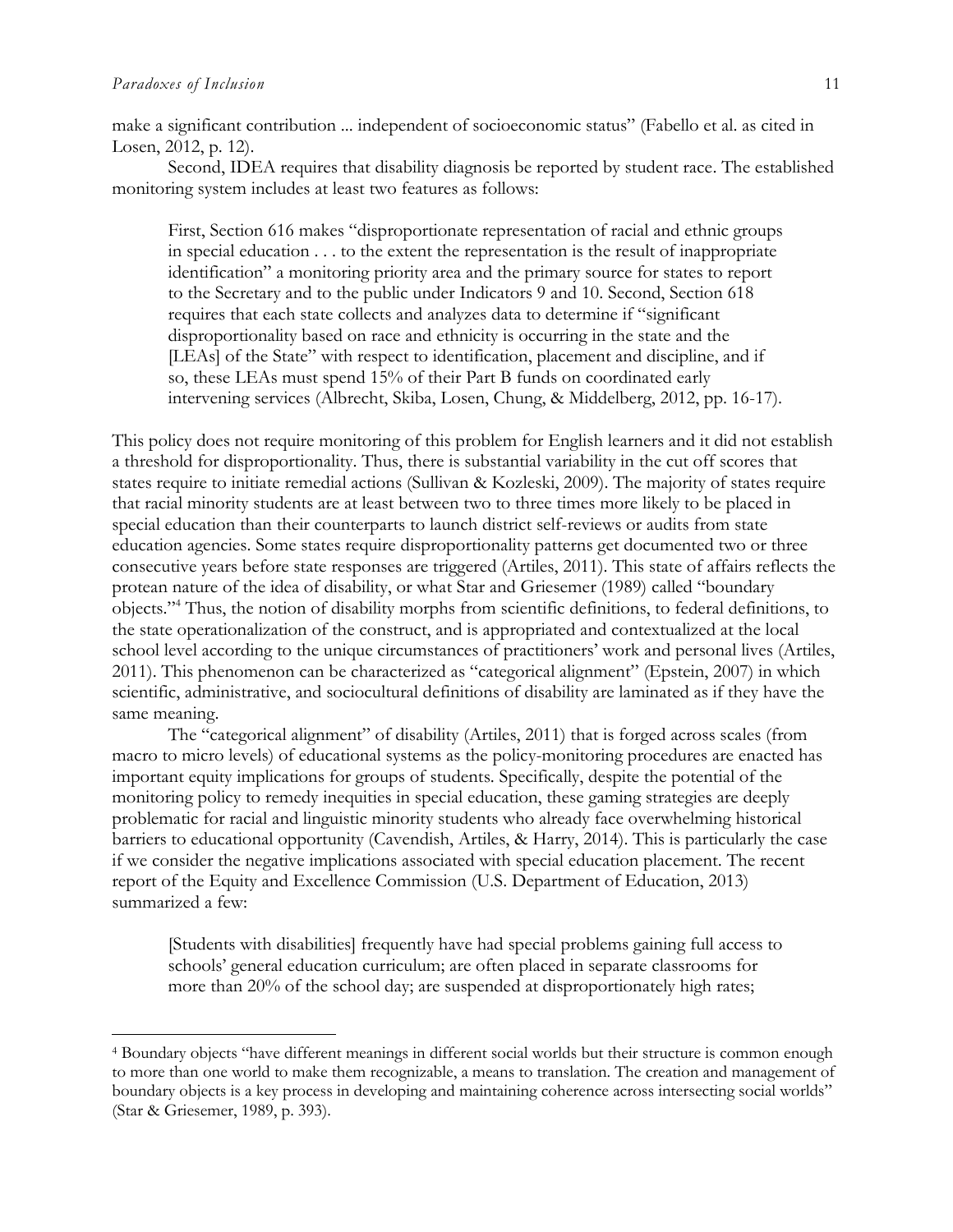make a significant contribution ... independent of socioeconomic status" (Fabello et al. as cited in Losen, 2012, p. 12).

Second, IDEA requires that disability diagnosis be reported by student race. The established monitoring system includes at least two features as follows:

> First, Section 616 makes "disproportionate representation of racial and ethnic groups in special education . . . to the extent the representation is the result of inappropriate identification" a monitoring priority area and the primary source for states to report to the Secretary and to the public under Indicators 9 and 10. Second, Section 618 requires that each state collects and analyzes data to determine if "significant disproportionality based on race and ethnicity is occurring in the state and the [LEAs] of the State" with respect to identification, placement and discipline, and if so, these LEAs must spend 15% of their Part B funds on coordinated early intervening services (Albrecht, Skiba, Losen, Chung, & Middelberg, 2012, pp. 16-17).

This policy does not require monitoring of this problem for English learners and it did not establish a threshold for disproportionality. Thus, there is substantial variability in the cut off scores that states require to initiate remedial actions (Sullivan & Kozleski, 2009). The majority of states require that racial minority students are at least between two to three times more likely to be placed in special education than their counterparts to launch district self-reviews or audits from state education agencies. Some states require disproportionality patterns get documented two or three consecutive years before state responses are triggered (Artiles, 2011). This state of affairs reflects the protean nature of the idea of disability, or what Star and Griesemer (1989) called "boundary objects."[4] Thus, the notion of disability morphs from scientific definitions, to federal definitions, to the state operationalization of the construct, and is appropriated and contextualized at the local school level according to the unique circumstances of practitioners' work and personal lives (Artiles, 2011). This phenomenon can be characterized as "categorical alignment" (Epstein, 2007) in which scientific, administrative, and sociocultural definitions of disability are laminated as if they have the same meaning.

The "categorical alignment" of disability (Artiles, 2011) that is forged across scales (from macro to micro levels) of educational systems as the policy-monitoring procedures are enacted has important equity implications for groups of students. Specifically, despite the potential of the monitoring policy to remedy inequities in special education, these gaming strategies are deeply problematic for racial and linguistic minority students who already face overwhelming historical barriers to educational opportunity (Cavendish, Artiles, & Harry, 2014). This is particularly the case if we consider the negative implications associated with special education placement. The recent report of the Equity and Excellence Commission (U.S. Department of Education, 2013) summarized a few:

> [Students with disabilities] frequently have had special problems gaining full access to schools' general education curriculum; are often placed in separate classrooms for more than 20% of the school day; are suspended at disproportionately high rates;

---

[4] Boundary objects "have different meanings in different social worlds but their structure is common enough to more than one world to make them recognizable, a means to translation. The creation and management of boundary objects is a key process in developing and maintaining coherence across intersecting social worlds" (Star & Griesemer, 1989, p. 393).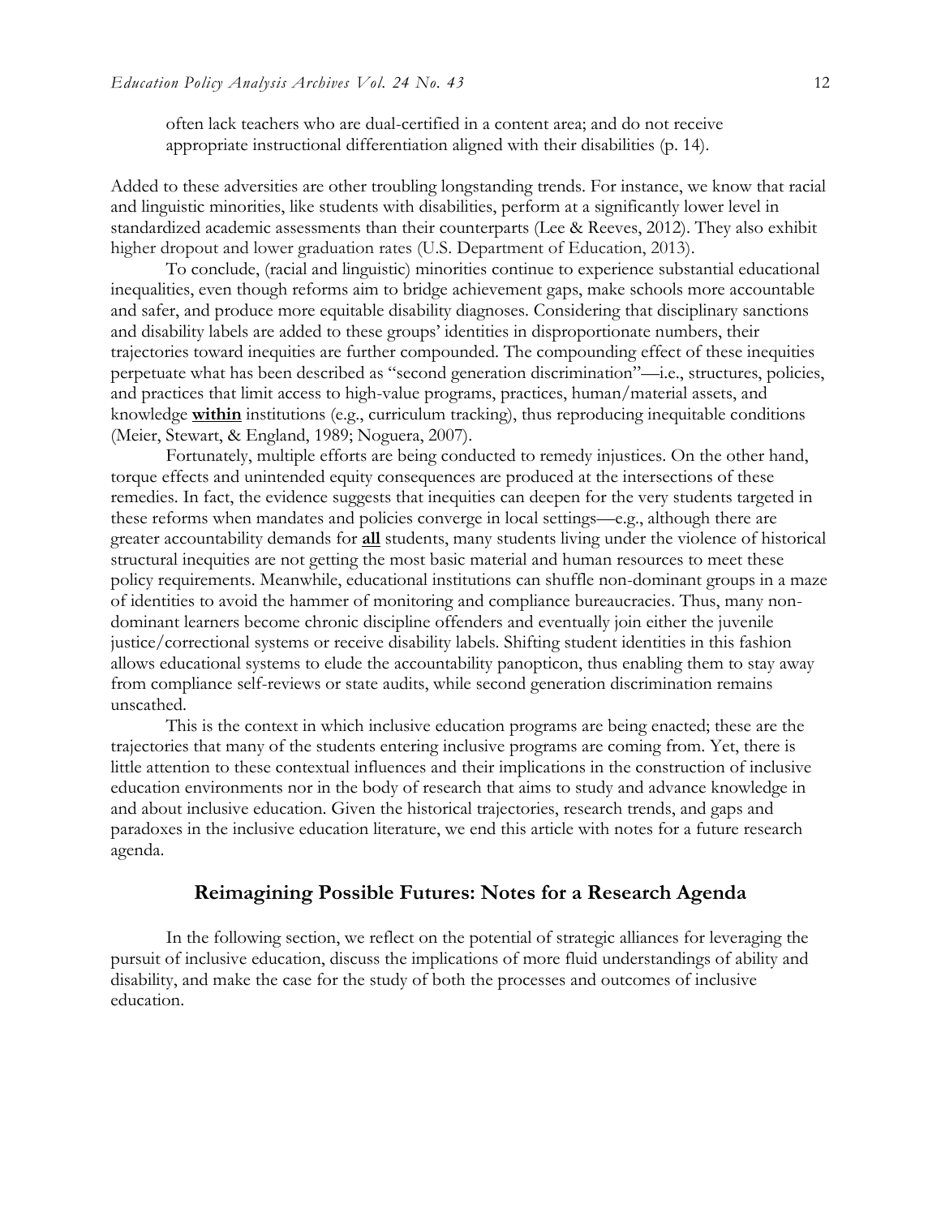> often lack teachers who are dual-certified in a content area; and do not receive appropriate instructional differentiation aligned with their disabilities (p. 14).

Added to these adversities are other troubling longstanding trends. For instance, we know that racial and linguistic minorities, like students with disabilities, perform at a significantly lower level in standardized academic assessments than their counterparts (Lee & Reeves, 2012). They also exhibit higher dropout and lower graduation rates (U.S. Department of Education, 2013).

To conclude, (racial and linguistic) minorities continue to experience substantial educational inequalities, even though reforms aim to bridge achievement gaps, make schools more accountable and safer, and produce more equitable disability diagnoses. Considering that disciplinary sanctions and disability labels are added to these groups' identities in disproportionate numbers, their trajectories toward inequities are further compounded. The compounding effect of these inequities perpetuate what has been described as "second generation discrimination"—i.e., structures, policies, and practices that limit access to high-value programs, practices, human/material assets, and knowledge **within** institutions (e.g., curriculum tracking), thus reproducing inequitable conditions (Meier, Stewart, & England, 1989; Noguera, 2007).

Fortunately, multiple efforts are being conducted to remedy injustices. On the other hand, torque effects and unintended equity consequences are produced at the intersections of these remedies. In fact, the evidence suggests that inequities can deepen for the very students targeted in these reforms when mandates and policies converge in local settings—e.g., although there are greater accountability demands for **all** students, many students living under the violence of historical structural inequities are not getting the most basic material and human resources to meet these policy requirements. Meanwhile, educational institutions can shuffle non-dominant groups in a maze of identities to avoid the hammer of monitoring and compliance bureaucracies. Thus, many non-dominant learners become chronic discipline offenders and eventually join either the juvenile justice/correctional systems or receive disability labels. Shifting student identities in this fashion allows educational systems to elude the accountability panopticon, thus enabling them to stay away from compliance self-reviews or state audits, while second generation discrimination remains unscathed.

This is the context in which inclusive education programs are being enacted; these are the trajectories that many of the students entering inclusive programs are coming from. Yet, there is little attention to these contextual influences and their implications in the construction of inclusive education environments nor in the body of research that aims to study and advance knowledge in and about inclusive education. Given the historical trajectories, research trends, and gaps and paradoxes in the inclusive education literature, we end this article with notes for a future research agenda.

## Reimagining Possible Futures: Notes for a Research Agenda

In the following section, we reflect on the potential of strategic alliances for leveraging the pursuit of inclusive education, discuss the implications of more fluid understandings of ability and disability, and make the case for the study of both the processes and outcomes of inclusive education.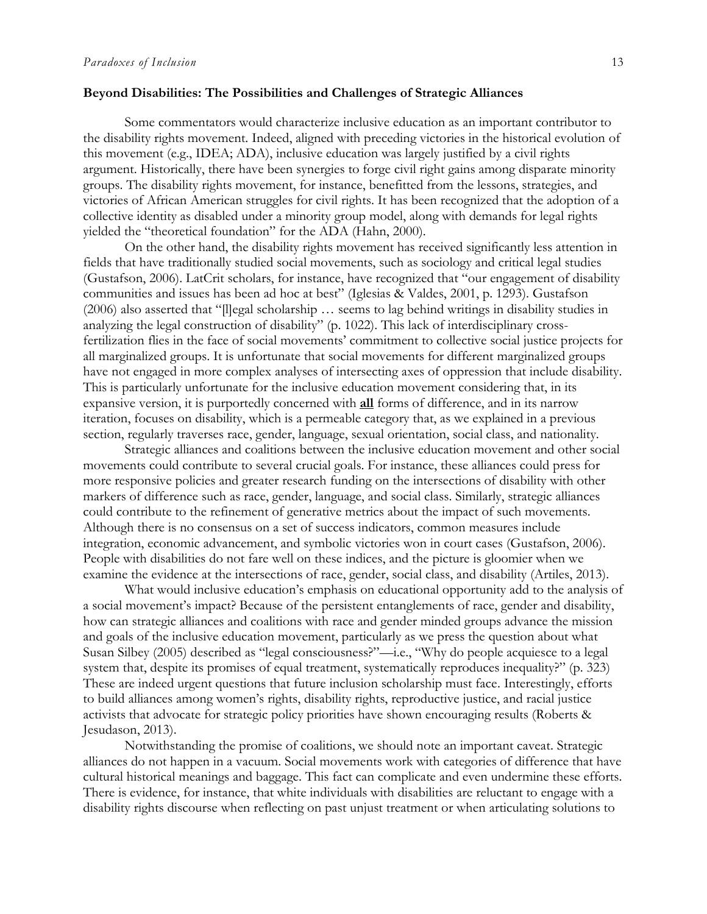## Beyond Disabilities: The Possibilities and Challenges of Strategic Alliances

Some commentators would characterize inclusive education as an important contributor to the disability rights movement. Indeed, aligned with preceding victories in the historical evolution of this movement (e.g., IDEA; ADA), inclusive education was largely justified by a civil rights argument. Historically, there have been synergies to forge civil right gains among disparate minority groups. The disability rights movement, for instance, benefitted from the lessons, strategies, and victories of African American struggles for civil rights. It has been recognized that the adoption of a collective identity as disabled under a minority group model, along with demands for legal rights yielded the "theoretical foundation" for the ADA (Hahn, 2000).

On the other hand, the disability rights movement has received significantly less attention in fields that have traditionally studied social movements, such as sociology and critical legal studies (Gustafson, 2006). LatCrit scholars, for instance, have recognized that "our engagement of disability communities and issues has been ad hoc at best" (Iglesias & Valdes, 2001, p. 1293). Gustafson (2006) also asserted that "[l]egal scholarship … seems to lag behind writings in disability studies in analyzing the legal construction of disability" (p. 1022). This lack of interdisciplinary cross-fertilization flies in the face of social movements' commitment to collective social justice projects for all marginalized groups. It is unfortunate that social movements for different marginalized groups have not engaged in more complex analyses of intersecting axes of oppression that include disability. This is particularly unfortunate for the inclusive education movement considering that, in its expansive version, it is purportedly concerned with **all** forms of difference, and in its narrow iteration, focuses on disability, which is a permeable category that, as we explained in a previous section, regularly traverses race, gender, language, sexual orientation, social class, and nationality.

Strategic alliances and coalitions between the inclusive education movement and other social movements could contribute to several crucial goals. For instance, these alliances could press for more responsive policies and greater research funding on the intersections of disability with other markers of difference such as race, gender, language, and social class. Similarly, strategic alliances could contribute to the refinement of generative metrics about the impact of such movements. Although there is no consensus on a set of success indicators, common measures include integration, economic advancement, and symbolic victories won in court cases (Gustafson, 2006). People with disabilities do not fare well on these indices, and the picture is gloomier when we examine the evidence at the intersections of race, gender, social class, and disability (Artiles, 2013).

What would inclusive education's emphasis on educational opportunity add to the analysis of a social movement's impact? Because of the persistent entanglements of race, gender and disability, how can strategic alliances and coalitions with race and gender minded groups advance the mission and goals of the inclusive education movement, particularly as we press the question about what Susan Silbey (2005) described as "legal consciousness?"—i.e., "Why do people acquiesce to a legal system that, despite its promises of equal treatment, systematically reproduces inequality?" (p. 323) These are indeed urgent questions that future inclusion scholarship must face. Interestingly, efforts to build alliances among women's rights, disability rights, reproductive justice, and racial justice activists that advocate for strategic policy priorities have shown encouraging results (Roberts & Jesudason, 2013).

Notwithstanding the promise of coalitions, we should note an important caveat. Strategic alliances do not happen in a vacuum. Social movements work with categories of difference that have cultural historical meanings and baggage. This fact can complicate and even undermine these efforts. There is evidence, for instance, that white individuals with disabilities are reluctant to engage with a disability rights discourse when reflecting on past unjust treatment or when articulating solutions to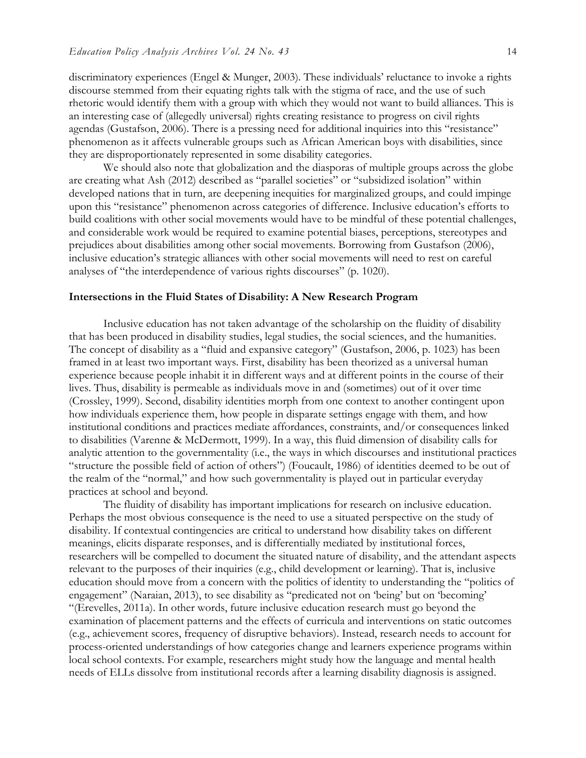discriminatory experiences (Engel & Munger, 2003). These individuals' reluctance to invoke a rights discourse stemmed from their equating rights talk with the stigma of race, and the use of such rhetoric would identify them with a group with which they would not want to build alliances. This is an interesting case of (allegedly universal) rights creating resistance to progress on civil rights agendas (Gustafson, 2006). There is a pressing need for additional inquiries into this "resistance" phenomenon as it affects vulnerable groups such as African American boys with disabilities, since they are disproportionately represented in some disability categories.

We should also note that globalization and the diasporas of multiple groups across the globe are creating what Ash (2012) described as "parallel societies" or "subsidized isolation" within developed nations that in turn, are deepening inequities for marginalized groups, and could impinge upon this "resistance" phenomenon across categories of difference. Inclusive education's efforts to build coalitions with other social movements would have to be mindful of these potential challenges, and considerable work would be required to examine potential biases, perceptions, stereotypes and prejudices about disabilities among other social movements. Borrowing from Gustafson (2006), inclusive education's strategic alliances with other social movements will need to rest on careful analyses of "the interdependence of various rights discourses" (p. 1020).

## Intersections in the Fluid States of Disability: A New Research Program

Inclusive education has not taken advantage of the scholarship on the fluidity of disability that has been produced in disability studies, legal studies, the social sciences, and the humanities. The concept of disability as a "fluid and expansive category" (Gustafson, 2006, p. 1023) has been framed in at least two important ways. First, disability has been theorized as a universal human experience because people inhabit it in different ways and at different points in the course of their lives. Thus, disability is permeable as individuals move in and (sometimes) out of it over time (Crossley, 1999). Second, disability identities morph from one context to another contingent upon how individuals experience them, how people in disparate settings engage with them, and how institutional conditions and practices mediate affordances, constraints, and/or consequences linked to disabilities (Varenne & McDermott, 1999). In a way, this fluid dimension of disability calls for analytic attention to the governmentality (i.e., the ways in which discourses and institutional practices "structure the possible field of action of others") (Foucault, 1986) of identities deemed to be out of the realm of the "normal," and how such governmentality is played out in particular everyday practices at school and beyond.

The fluidity of disability has important implications for research on inclusive education. Perhaps the most obvious consequence is the need to use a situated perspective on the study of disability. If contextual contingencies are critical to understand how disability takes on different meanings, elicits disparate responses, and is differentially mediated by institutional forces, researchers will be compelled to document the situated nature of disability, and the attendant aspects relevant to the purposes of their inquiries (e.g., child development or learning). That is, inclusive education should move from a concern with the politics of identity to understanding the "politics of engagement" (Naraian, 2013), to see disability as "predicated not on 'being' but on 'becoming' "(Erevelles, 2011a). In other words, future inclusive education research must go beyond the examination of placement patterns and the effects of curricula and interventions on static outcomes (e.g., achievement scores, frequency of disruptive behaviors). Instead, research needs to account for process-oriented understandings of how categories change and learners experience programs within local school contexts. For example, researchers might study how the language and mental health needs of ELLs dissolve from institutional records after a learning disability diagnosis is assigned.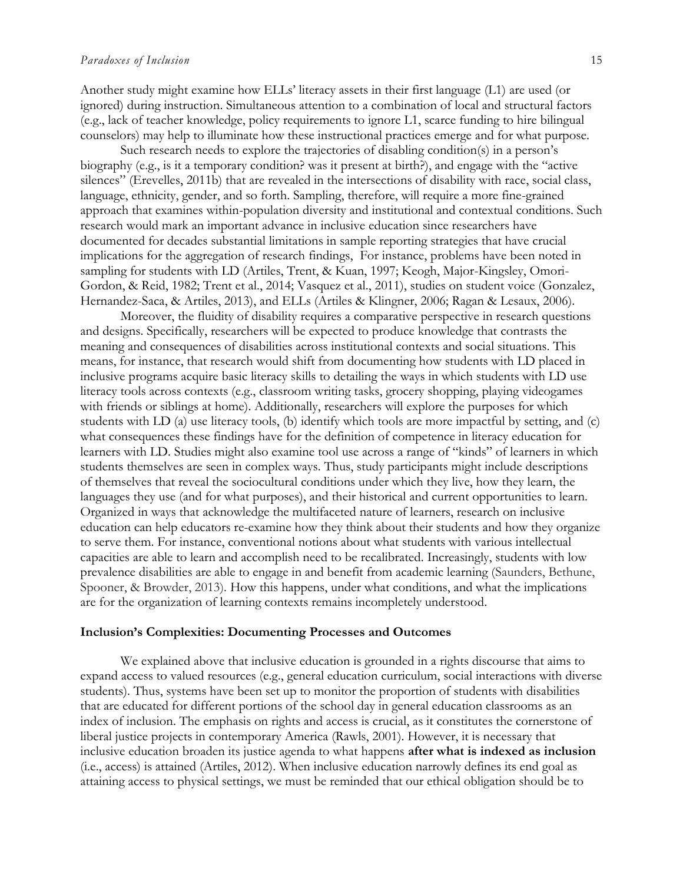Another study might examine how ELLs' literacy assets in their first language (L1) are used (or ignored) during instruction. Simultaneous attention to a combination of local and structural factors (e.g., lack of teacher knowledge, policy requirements to ignore L1, scarce funding to hire bilingual counselors) may help to illuminate how these instructional practices emerge and for what purpose.

Such research needs to explore the trajectories of disabling condition(s) in a person's biography (e.g., is it a temporary condition? was it present at birth?), and engage with the "active silences" (Erevelles, 2011b) that are revealed in the intersections of disability with race, social class, language, ethnicity, gender, and so forth. Sampling, therefore, will require a more fine-grained approach that examines within-population diversity and institutional and contextual conditions. Such research would mark an important advance in inclusive education since researchers have documented for decades substantial limitations in sample reporting strategies that have crucial implications for the aggregation of research findings, For instance, problems have been noted in sampling for students with LD (Artiles, Trent, & Kuan, 1997; Keogh, Major-Kingsley, Omori-Gordon, & Reid, 1982; Trent et al., 2014; Vasquez et al., 2011), studies on student voice (Gonzalez, Hernandez-Saca, & Artiles, 2013), and ELLs (Artiles & Klingner, 2006; Ragan & Lesaux, 2006).

Moreover, the fluidity of disability requires a comparative perspective in research questions and designs. Specifically, researchers will be expected to produce knowledge that contrasts the meaning and consequences of disabilities across institutional contexts and social situations. This means, for instance, that research would shift from documenting how students with LD placed in inclusive programs acquire basic literacy skills to detailing the ways in which students with LD use literacy tools across contexts (e.g., classroom writing tasks, grocery shopping, playing videogames with friends or siblings at home). Additionally, researchers will explore the purposes for which students with LD (a) use literacy tools, (b) identify which tools are more impactful by setting, and (c) what consequences these findings have for the definition of competence in literacy education for learners with LD. Studies might also examine tool use across a range of "kinds" of learners in which students themselves are seen in complex ways. Thus, study participants might include descriptions of themselves that reveal the sociocultural conditions under which they live, how they learn, the languages they use (and for what purposes), and their historical and current opportunities to learn. Organized in ways that acknowledge the multifaceted nature of learners, research on inclusive education can help educators re-examine how they think about their students and how they organize to serve them. For instance, conventional notions about what students with various intellectual capacities are able to learn and accomplish need to be recalibrated. Increasingly, students with low prevalence disabilities are able to engage in and benefit from academic learning (Saunders, Bethune, Spooner, & Browder, 2013). How this happens, under what conditions, and what the implications are for the organization of learning contexts remains incompletely understood.

## Inclusion's Complexities: Documenting Processes and Outcomes

We explained above that inclusive education is grounded in a rights discourse that aims to expand access to valued resources (e.g., general education curriculum, social interactions with diverse students). Thus, systems have been set up to monitor the proportion of students with disabilities that are educated for different portions of the school day in general education classrooms as an index of inclusion. The emphasis on rights and access is crucial, as it constitutes the cornerstone of liberal justice projects in contemporary America (Rawls, 2001). However, it is necessary that inclusive education broaden its justice agenda to what happens **after what is indexed as inclusion** (i.e., access) is attained (Artiles, 2012). When inclusive education narrowly defines its end goal as attaining access to physical settings, we must be reminded that our ethical obligation should be to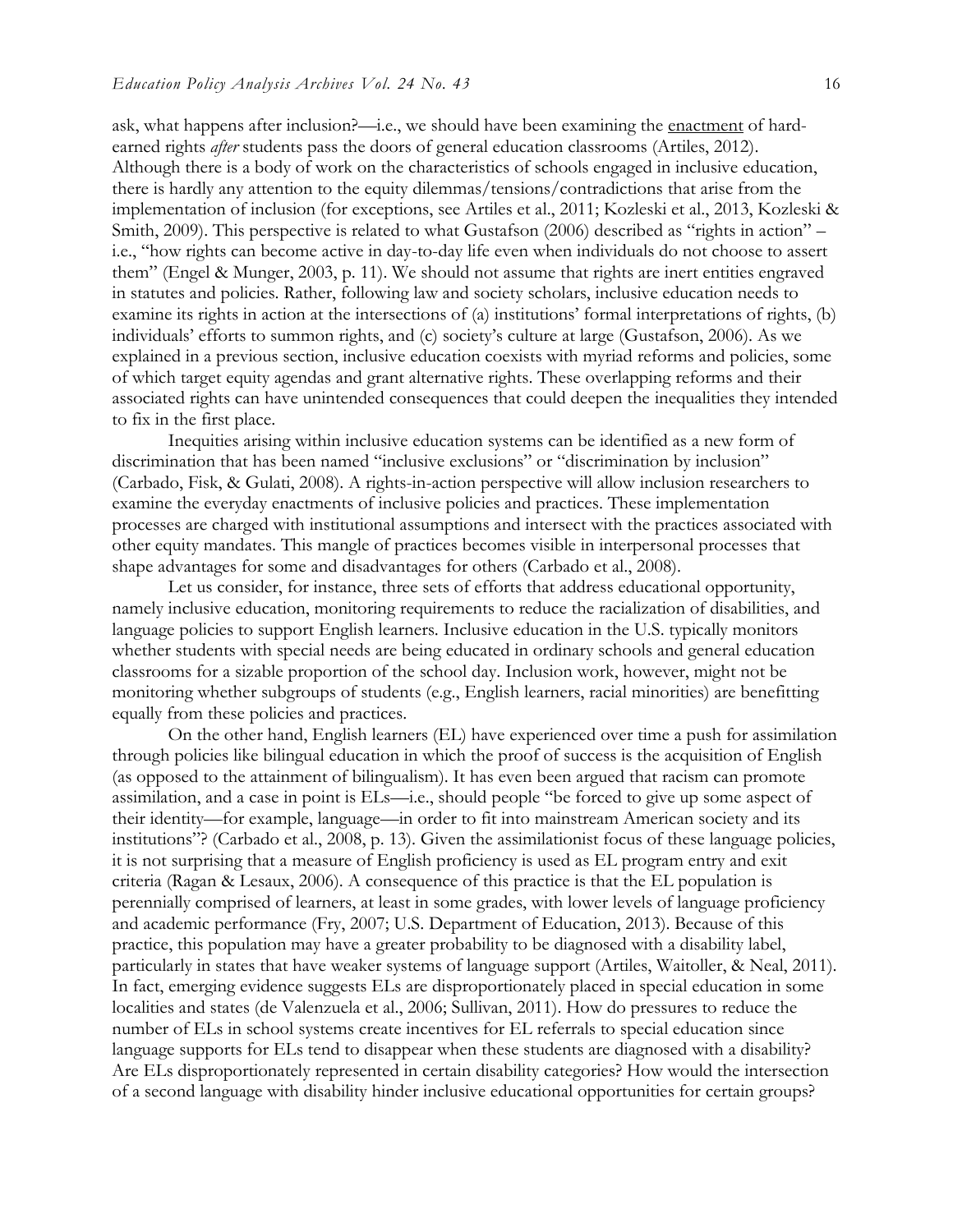ask, what happens after inclusion?—i.e., we should have been examining the <u>enactment</u> of hard-earned rights *after* students pass the doors of general education classrooms (Artiles, 2012). Although there is a body of work on the characteristics of schools engaged in inclusive education, there is hardly any attention to the equity dilemmas/tensions/contradictions that arise from the implementation of inclusion (for exceptions, see Artiles et al., 2011; Kozleski et al., 2013, Kozleski & Smith, 2009). This perspective is related to what Gustafson (2006) described as "rights in action" – i.e., "how rights can become active in day-to-day life even when individuals do not choose to assert them" (Engel & Munger, 2003, p. 11). We should not assume that rights are inert entities engraved in statutes and policies. Rather, following law and society scholars, inclusive education needs to examine its rights in action at the intersections of (a) institutions' formal interpretations of rights, (b) individuals' efforts to summon rights, and (c) society's culture at large (Gustafson, 2006). As we explained in a previous section, inclusive education coexists with myriad reforms and policies, some of which target equity agendas and grant alternative rights. These overlapping reforms and their associated rights can have unintended consequences that could deepen the inequalities they intended to fix in the first place.

Inequities arising within inclusive education systems can be identified as a new form of discrimination that has been named "inclusive exclusions" or "discrimination by inclusion" (Carbado, Fisk, & Gulati, 2008). A rights-in-action perspective will allow inclusion researchers to examine the everyday enactments of inclusive policies and practices. These implementation processes are charged with institutional assumptions and intersect with the practices associated with other equity mandates. This mangle of practices becomes visible in interpersonal processes that shape advantages for some and disadvantages for others (Carbado et al., 2008).

Let us consider, for instance, three sets of efforts that address educational opportunity, namely inclusive education, monitoring requirements to reduce the racialization of disabilities, and language policies to support English learners. Inclusive education in the U.S. typically monitors whether students with special needs are being educated in ordinary schools and general education classrooms for a sizable proportion of the school day. Inclusion work, however, might not be monitoring whether subgroups of students (e.g., English learners, racial minorities) are benefitting equally from these policies and practices.

On the other hand, English learners (EL) have experienced over time a push for assimilation through policies like bilingual education in which the proof of success is the acquisition of English (as opposed to the attainment of bilingualism). It has even been argued that racism can promote assimilation, and a case in point is ELs—i.e., should people "be forced to give up some aspect of their identity—for example, language—in order to fit into mainstream American society and its institutions"? (Carbado et al., 2008, p. 13). Given the assimilationist focus of these language policies, it is not surprising that a measure of English proficiency is used as EL program entry and exit criteria (Ragan & Lesaux, 2006). A consequence of this practice is that the EL population is perennially comprised of learners, at least in some grades, with lower levels of language proficiency and academic performance (Fry, 2007; U.S. Department of Education, 2013). Because of this practice, this population may have a greater probability to be diagnosed with a disability label, particularly in states that have weaker systems of language support (Artiles, Waitoller, & Neal, 2011). In fact, emerging evidence suggests ELs are disproportionately placed in special education in some localities and states (de Valenzuela et al., 2006; Sullivan, 2011). How do pressures to reduce the number of ELs in school systems create incentives for EL referrals to special education since language supports for ELs tend to disappear when these students are diagnosed with a disability? Are ELs disproportionately represented in certain disability categories? How would the intersection of a second language with disability hinder inclusive educational opportunities for certain groups?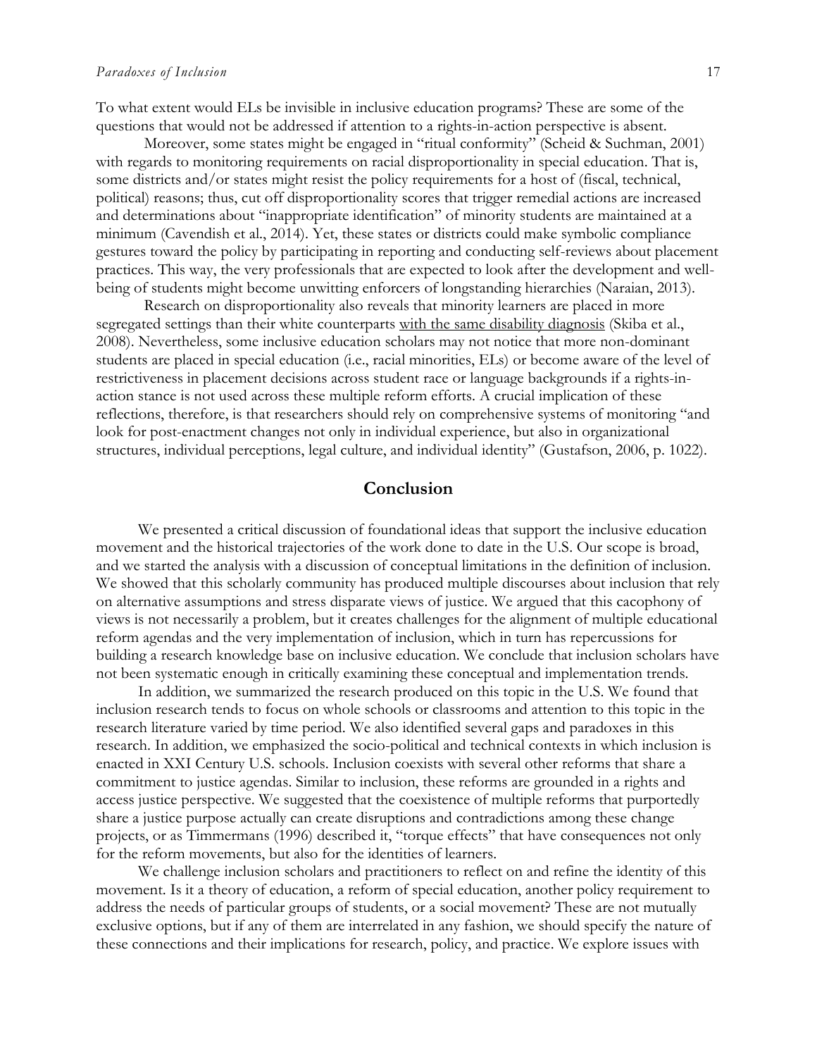To what extent would ELs be invisible in inclusive education programs? These are some of the questions that would not be addressed if attention to a rights-in-action perspective is absent.

Moreover, some states might be engaged in "ritual conformity" (Scheid & Suchman, 2001) with regards to monitoring requirements on racial disproportionality in special education. That is, some districts and/or states might resist the policy requirements for a host of (fiscal, technical, political) reasons; thus, cut off disproportionality scores that trigger remedial actions are increased and determinations about "inappropriate identification" of minority students are maintained at a minimum (Cavendish et al., 2014). Yet, these states or districts could make symbolic compliance gestures toward the policy by participating in reporting and conducting self-reviews about placement practices. This way, the very professionals that are expected to look after the development and well-being of students might become unwitting enforcers of longstanding hierarchies (Naraian, 2013).

Research on disproportionality also reveals that minority learners are placed in more segregated settings than their white counterparts <u>with the same disability diagnosis</u> (Skiba et al., 2008). Nevertheless, some inclusive education scholars may not notice that more non-dominant students are placed in special education (i.e., racial minorities, ELs) or become aware of the level of restrictiveness in placement decisions across student race or language backgrounds if a rights-in-action stance is not used across these multiple reform efforts. A crucial implication of these reflections, therefore, is that researchers should rely on comprehensive systems of monitoring "and look for post-enactment changes not only in individual experience, but also in organizational structures, individual perceptions, legal culture, and individual identity" (Gustafson, 2006, p. 1022).

## Conclusion

We presented a critical discussion of foundational ideas that support the inclusive education movement and the historical trajectories of the work done to date in the U.S. Our scope is broad, and we started the analysis with a discussion of conceptual limitations in the definition of inclusion. We showed that this scholarly community has produced multiple discourses about inclusion that rely on alternative assumptions and stress disparate views of justice. We argued that this cacophony of views is not necessarily a problem, but it creates challenges for the alignment of multiple educational reform agendas and the very implementation of inclusion, which in turn has repercussions for building a research knowledge base on inclusive education. We conclude that inclusion scholars have not been systematic enough in critically examining these conceptual and implementation trends.

In addition, we summarized the research produced on this topic in the U.S. We found that inclusion research tends to focus on whole schools or classrooms and attention to this topic in the research literature varied by time period. We also identified several gaps and paradoxes in this research. In addition, we emphasized the socio-political and technical contexts in which inclusion is enacted in XXI Century U.S. schools. Inclusion coexists with several other reforms that share a commitment to justice agendas. Similar to inclusion, these reforms are grounded in a rights and access justice perspective. We suggested that the coexistence of multiple reforms that purportedly share a justice purpose actually can create disruptions and contradictions among these change projects, or as Timmermans (1996) described it, "torque effects" that have consequences not only for the reform movements, but also for the identities of learners.

We challenge inclusion scholars and practitioners to reflect on and refine the identity of this movement. Is it a theory of education, a reform of special education, another policy requirement to address the needs of particular groups of students, or a social movement? These are not mutually exclusive options, but if any of them are interrelated in any fashion, we should specify the nature of these connections and their implications for research, policy, and practice. We explore issues with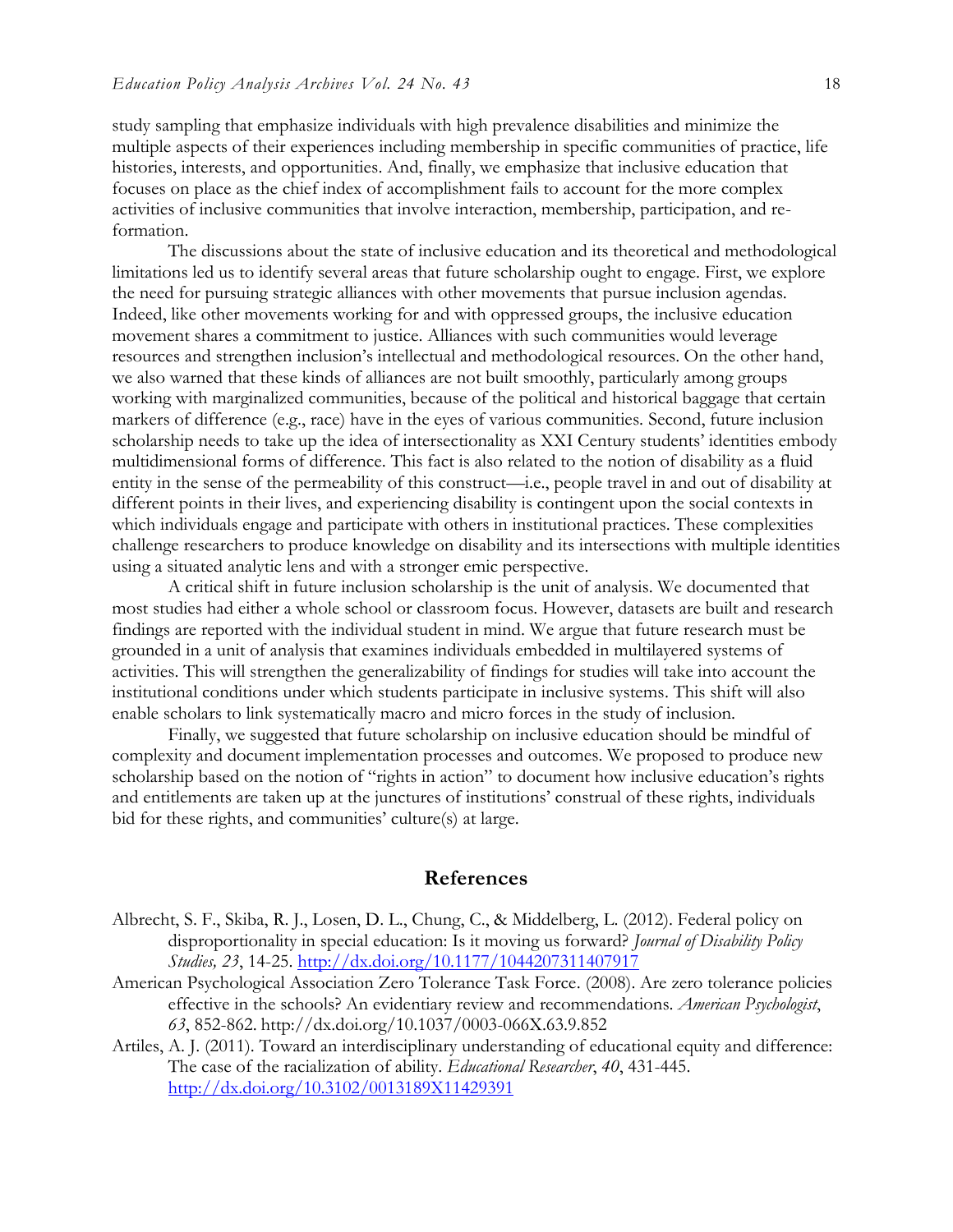study sampling that emphasize individuals with high prevalence disabilities and minimize the multiple aspects of their experiences including membership in specific communities of practice, life histories, interests, and opportunities. And, finally, we emphasize that inclusive education that focuses on place as the chief index of accomplishment fails to account for the more complex activities of inclusive communities that involve interaction, membership, participation, and re-formation.

The discussions about the state of inclusive education and its theoretical and methodological limitations led us to identify several areas that future scholarship ought to engage. First, we explore the need for pursuing strategic alliances with other movements that pursue inclusion agendas. Indeed, like other movements working for and with oppressed groups, the inclusive education movement shares a commitment to justice. Alliances with such communities would leverage resources and strengthen inclusion's intellectual and methodological resources. On the other hand, we also warned that these kinds of alliances are not built smoothly, particularly among groups working with marginalized communities, because of the political and historical baggage that certain markers of difference (e.g., race) have in the eyes of various communities. Second, future inclusion scholarship needs to take up the idea of intersectionality as XXI Century students' identities embody multidimensional forms of difference. This fact is also related to the notion of disability as a fluid entity in the sense of the permeability of this construct—i.e., people travel in and out of disability at different points in their lives, and experiencing disability is contingent upon the social contexts in which individuals engage and participate with others in institutional practices. These complexities challenge researchers to produce knowledge on disability and its intersections with multiple identities using a situated analytic lens and with a stronger emic perspective.

A critical shift in future inclusion scholarship is the unit of analysis. We documented that most studies had either a whole school or classroom focus. However, datasets are built and research findings are reported with the individual student in mind. We argue that future research must be grounded in a unit of analysis that examines individuals embedded in multilayered systems of activities. This will strengthen the generalizability of findings for studies will take into account the institutional conditions under which students participate in inclusive systems. This shift will also enable scholars to link systematically macro and micro forces in the study of inclusion.

Finally, we suggested that future scholarship on inclusive education should be mindful of complexity and document implementation processes and outcomes. We proposed to produce new scholarship based on the notion of "rights in action" to document how inclusive education's rights and entitlements are taken up at the junctures of institutions' construal of these rights, individuals bid for these rights, and communities' culture(s) at large.

## References

Albrecht, S. F., Skiba, R. J., Losen, D. L., Chung, C., & Middelberg, L. (2012). Federal policy on disproportionality in special education: Is it moving us forward? *Journal of Disability Policy Studies, 23*, 14-25. http://dx.doi.org/10.1177/1044207311407917

American Psychological Association Zero Tolerance Task Force. (2008). Are zero tolerance policies effective in the schools? An evidentiary review and recommendations. *American Psychologist*, *63*, 852-862. http://dx.doi.org/10.1037/0003-066X.63.9.852

Artiles, A. J. (2011). Toward an interdisciplinary understanding of educational equity and difference: The case of the racialization of ability. *Educational Researcher*, *40*, 431-445. http://dx.doi.org/10.3102/0013189X11429391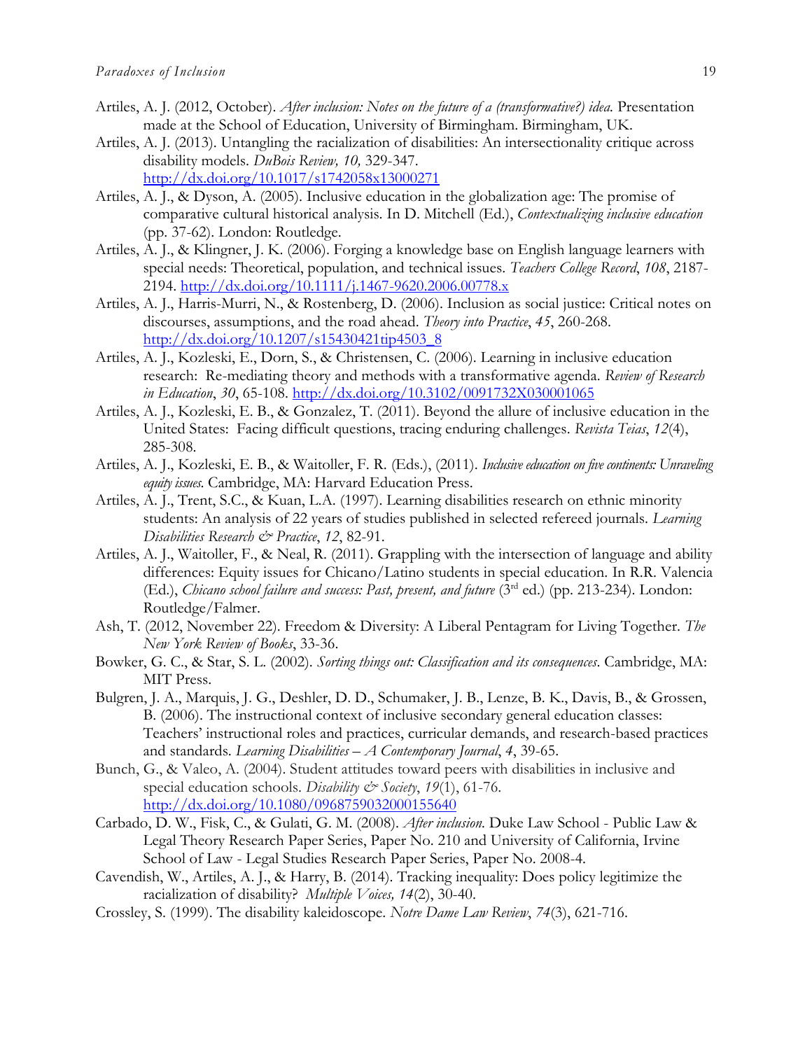Artiles, A. J. (2012, October). *After inclusion: Notes on the future of a (transformative?) idea.* Presentation made at the School of Education, University of Birmingham. Birmingham, UK.

Artiles, A. J. (2013). Untangling the racialization of disabilities: An intersectionality critique across disability models. *DuBois Review, 10,* 329-347. http://dx.doi.org/10.1017/s1742058x13000271

Artiles, A. J., & Dyson, A. (2005). Inclusive education in the globalization age: The promise of comparative cultural historical analysis. In D. Mitchell (Ed.), *Contextualizing inclusive education* (pp. 37-62). London: Routledge.

Artiles, A. J., & Klingner, J. K. (2006). Forging a knowledge base on English language learners with special needs: Theoretical, population, and technical issues. *Teachers College Record*, *108*, 2187-2194. http://dx.doi.org/10.1111/j.1467-9620.2006.00778.x

Artiles, A. J., Harris-Murri, N., & Rostenberg, D. (2006). Inclusion as social justice: Critical notes on discourses, assumptions, and the road ahead. *Theory into Practice*, *45*, 260-268. http://dx.doi.org/10.1207/s15430421tip4503_8

Artiles, A. J., Kozleski, E., Dorn, S., & Christensen, C. (2006). Learning in inclusive education research: Re-mediating theory and methods with a transformative agenda. *Review of Research in Education*, *30*, 65-108. http://dx.doi.org/10.3102/0091732X030001065

Artiles, A. J., Kozleski, E. B., & Gonzalez, T. (2011). Beyond the allure of inclusive education in the United States: Facing difficult questions, tracing enduring challenges. *Revista Teias*, *12*(4), 285-308.

Artiles, A. J., Kozleski, E. B., & Waitoller, F. R. (Eds.), (2011). *Inclusive education on five continents: Unraveling equity issues.* Cambridge, MA: Harvard Education Press.

Artiles, A. J., Trent, S.C., & Kuan, L.A. (1997). Learning disabilities research on ethnic minority students: An analysis of 22 years of studies published in selected refereed journals. *Learning Disabilities Research & Practice*, *12*, 82-91.

Artiles, A. J., Waitoller, F., & Neal, R. (2011). Grappling with the intersection of language and ability differences: Equity issues for Chicano/Latino students in special education. In R.R. Valencia (Ed.), *Chicano school failure and success: Past, present, and future* (3rd ed.) (pp. 213-234). London: Routledge/Falmer.

Ash, T. (2012, November 22). Freedom & Diversity: A Liberal Pentagram for Living Together. *The New York Review of Books*, 33-36.

Bowker, G. C., & Star, S. L. (2002). *Sorting things out: Classification and its consequences*. Cambridge, MA: MIT Press.

Bulgren, J. A., Marquis, J. G., Deshler, D. D., Schumaker, J. B., Lenze, B. K., Davis, B., & Grossen, B. (2006). The instructional context of inclusive secondary general education classes: Teachers' instructional roles and practices, curricular demands, and research-based practices and standards. *Learning Disabilities – A Contemporary Journal*, *4*, 39-65.

Bunch, G., & Valeo, A. (2004). Student attitudes toward peers with disabilities in inclusive and special education schools. *Disability & Society*, *19*(1), 61-76. http://dx.doi.org/10.1080/0968759032000155640

Carbado, D. W., Fisk, C., & Gulati, G. M. (2008). *After inclusion.* Duke Law School - Public Law & Legal Theory Research Paper Series, Paper No. 210 and University of California, Irvine School of Law - Legal Studies Research Paper Series, Paper No. 2008-4.

Cavendish, W., Artiles, A. J., & Harry, B. (2014). Tracking inequality: Does policy legitimize the racialization of disability? *Multiple Voices, 14*(2), 30-40.

Crossley, S. (1999). The disability kaleidoscope. *Notre Dame Law Review*, *74*(3), 621-716.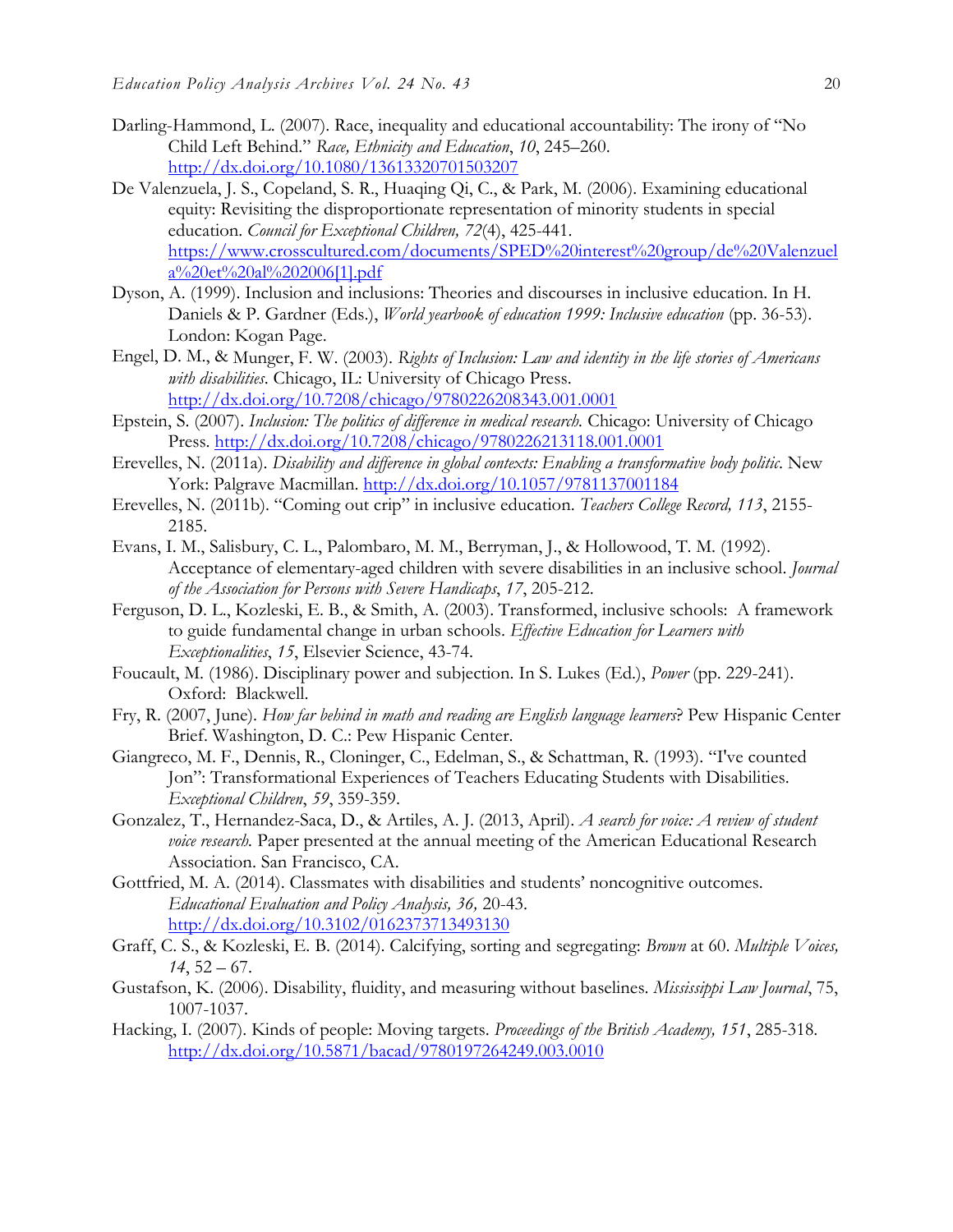Darling-Hammond, L. (2007). Race, inequality and educational accountability: The irony of "No Child Left Behind." *Race, Ethnicity and Education*, *10*, 245–260. http://dx.doi.org/10.1080/13613320701503207

De Valenzuela, J. S., Copeland, S. R., Huaqing Qi, C., & Park, M. (2006). Examining educational equity: Revisiting the disproportionate representation of minority students in special education. *Council for Exceptional Children, 72*(4), 425-441. https://www.crosscultured.com/documents/SPED%20interest%20group/de%20Valenzuela%20et%20al%202006[1].pdf

Dyson, A. (1999). Inclusion and inclusions: Theories and discourses in inclusive education. In H. Daniels & P. Gardner (Eds.), *World yearbook of education 1999: Inclusive education* (pp. 36-53). London: Kogan Page.

Engel, D. M., & Munger, F. W. (2003). *Rights of Inclusion: Law and identity in the life stories of Americans with disabilities*. Chicago, IL: University of Chicago Press. http://dx.doi.org/10.7208/chicago/9780226208343.001.0001

Epstein, S. (2007). *Inclusion: The politics of difference in medical research.* Chicago: University of Chicago Press. http://dx.doi.org/10.7208/chicago/9780226213118.001.0001

Erevelles, N. (2011a). *Disability and difference in global contexts: Enabling a transformative body politic*. New York: Palgrave Macmillan. http://dx.doi.org/10.1057/9781137001184

Erevelles, N. (2011b). "Coming out crip" in inclusive education. *Teachers College Record, 113*, 2155-2185.

Evans, I. M., Salisbury, C. L., Palombaro, M. M., Berryman, J., & Hollowood, T. M. (1992). Acceptance of elementary-aged children with severe disabilities in an inclusive school. *Journal of the Association for Persons with Severe Handicaps*, *17*, 205-212.

Ferguson, D. L., Kozleski, E. B., & Smith, A. (2003). Transformed, inclusive schools: A framework to guide fundamental change in urban schools. *Effective Education for Learners with Exceptionalities*, *15*, Elsevier Science, 43-74.

Foucault, M. (1986). Disciplinary power and subjection. In S. Lukes (Ed.), *Power* (pp. 229-241). Oxford: Blackwell.

Fry, R. (2007, June). *How far behind in math and reading are English language learners*? Pew Hispanic Center Brief. Washington, D. C.: Pew Hispanic Center.

Giangreco, M. F., Dennis, R., Cloninger, C., Edelman, S., & Schattman, R. (1993). "I've counted Jon": Transformational Experiences of Teachers Educating Students with Disabilities. *Exceptional Children*, *59*, 359-359.

Gonzalez, T., Hernandez-Saca, D., & Artiles, A. J. (2013, April). *A search for voice: A review of student voice research.* Paper presented at the annual meeting of the American Educational Research Association. San Francisco, CA.

Gottfried, M. A. (2014). Classmates with disabilities and students' noncognitive outcomes. *Educational Evaluation and Policy Analysis, 36,* 20-43. http://dx.doi.org/10.3102/0162373713493130

Graff, C. S., & Kozleski, E. B. (2014). Calcifying, sorting and segregating: *Brown* at 60. *Multiple Voices, 14*, 52 – 67.

Gustafson, K. (2006). Disability, fluidity, and measuring without baselines. *Mississippi Law Journal*, 75, 1007-1037.

Hacking, I. (2007). Kinds of people: Moving targets. *Proceedings of the British Academy, 151*, 285-318. http://dx.doi.org/10.5871/bacad/9780197264249.003.0010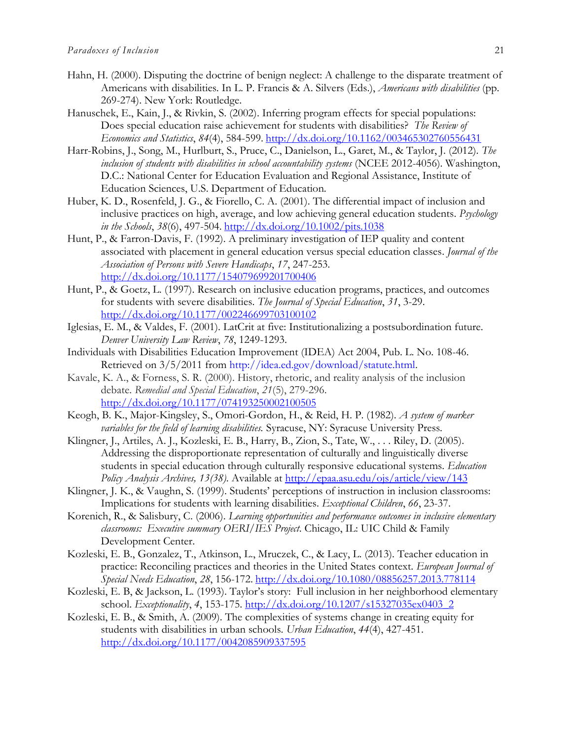Hahn, H. (2000). Disputing the doctrine of benign neglect: A challenge to the disparate treatment of Americans with disabilities. In L. P. Francis & A. Silvers (Eds.), *Americans with disabilities* (pp. 269-274). New York: Routledge.

Hanuschek, E., Kain, J., & Rivkin, S. (2002). Inferring program effects for special populations: Does special education raise achievement for students with disabilities? *The Review of Economics and Statistics*, *84*(4), 584-599. http://dx.doi.org/10.1162/003465302760556431

Harr-Robins, J., Song, M., Hurlburt, S., Pruce, C., Danielson, L., Garet, M., & Taylor, J. (2012). *The inclusion of students with disabilities in school accountability systems* (NCEE 2012-4056). Washington, D.C.: National Center for Education Evaluation and Regional Assistance, Institute of Education Sciences, U.S. Department of Education.

Huber, K. D., Rosenfeld, J. G., & Fiorello, C. A. (2001). The differential impact of inclusion and inclusive practices on high, average, and low achieving general education students. *Psychology in the Schools*, *38*(6), 497-504. http://dx.doi.org/10.1002/pits.1038

Hunt, P., & Farron-Davis, F. (1992). A preliminary investigation of IEP quality and content associated with placement in general education versus special education classes. *Journal of the Association of Persons with Severe Handicaps*, *17*, 247-253. http://dx.doi.org/10.1177/154079699201700406

Hunt, P., & Goetz, L. (1997). Research on inclusive education programs, practices, and outcomes for students with severe disabilities. *The Journal of Special Education*, *31*, 3-29. http://dx.doi.org/10.1177/002246699703100102

Iglesias, E. M., & Valdes, F. (2001). LatCrit at five: Institutionalizing a postsubordination future. *Denver University Law Review*, *78*, 1249-1293.

Individuals with Disabilities Education Improvement (IDEA) Act 2004, Pub. L. No. 108-46. Retrieved on 3/5/2011 from http://idea.ed.gov/download/statute.html.

Kavale, K. A., & Forness, S. R. (2000). History, rhetoric, and reality analysis of the inclusion debate. *Remedial and Special Education*, *21*(5), 279-296. http://dx.doi.org/10.1177/074193250002100505

Keogh, B. K., Major-Kingsley, S., Omori-Gordon, H., & Reid, H. P. (1982). *A system of marker variables for the field of learning disabilities.* Syracuse, NY: Syracuse University Press.

Klingner, J., Artiles, A. J., Kozleski, E. B., Harry, B., Zion, S., Tate, W., . . . Riley, D. (2005). Addressing the disproportionate representation of culturally and linguistically diverse students in special education through culturally responsive educational systems. *Education Policy Analysis Archives, 13(38).* Available at http://epaa.asu.edu/ojs/article/view/143

Klingner, J. K., & Vaughn, S. (1999). Students' perceptions of instruction in inclusion classrooms: Implications for students with learning disabilities. *Exceptional Children*, *66*, 23-37.

Korenich, R., & Salisbury, C. (2006). *Learning opportunities and performance outcomes in inclusive elementary classrooms: Executive summary OERI/IES Project*. Chicago, IL: UIC Child & Family Development Center.

Kozleski, E. B., Gonzalez, T., Atkinson, L., Mruczek, C., & Lacy, L. (2013). Teacher education in practice: Reconciling practices and theories in the United States context. *European Journal of Special Needs Education*, *28*, 156-172. http://dx.doi.org/10.1080/08856257.2013.778114

Kozleski, E. B, & Jackson, L. (1993). Taylor's story: Full inclusion in her neighborhood elementary school. *Exceptionality*, *4*, 153-175. http://dx.doi.org/10.1207/s15327035ex0403_2

Kozleski, E. B., & Smith, A. (2009). The complexities of systems change in creating equity for students with disabilities in urban schools. *Urban Education*, *44*(4), 427-451. http://dx.doi.org/10.1177/0042085909337595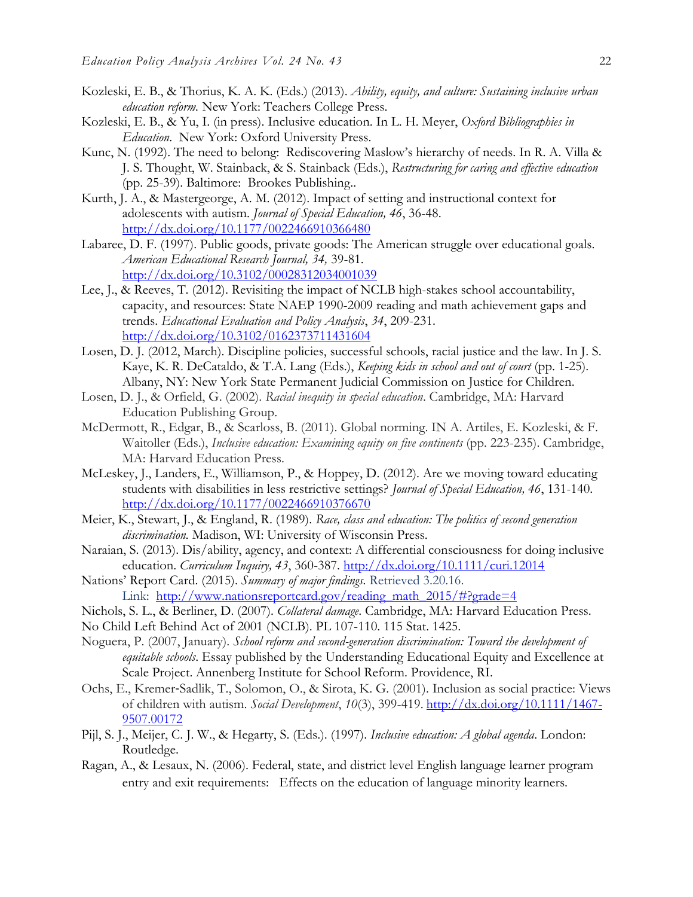Kozleski, E. B., & Thorius, K. A. K. (Eds.) (2013). *Ability, equity, and culture: Sustaining inclusive urban education reform.* New York: Teachers College Press.

Kozleski, E. B., & Yu, I. (in press). Inclusive education. In L. H. Meyer, *Oxford Bibliographies in Education*. New York: Oxford University Press.

Kunc, N. (1992). The need to belong: Rediscovering Maslow's hierarchy of needs. In R. A. Villa & J. S. Thought, W. Stainback, & S. Stainback (Eds.), *Restructuring for caring and effective education* (pp. 25-39). Baltimore: Brookes Publishing..

Kurth, J. A., & Mastergeorge, A. M. (2012). Impact of setting and instructional context for adolescents with autism. *Journal of Special Education, 46*, 36-48. http://dx.doi.org/10.1177/0022466910366480

Labaree, D. F. (1997). Public goods, private goods: The American struggle over educational goals. *American Educational Research Journal, 34,* 39-81. http://dx.doi.org/10.3102/00028312034001039

Lee, J., & Reeves, T. (2012). Revisiting the impact of NCLB high-stakes school accountability, capacity, and resources: State NAEP 1990-2009 reading and math achievement gaps and trends. *Educational Evaluation and Policy Analysis*, *34*, 209-231. http://dx.doi.org/10.3102/0162373711431604

Losen, D. J. (2012, March). Discipline policies, successful schools, racial justice and the law. In J. S. Kaye, K. R. DeCataldo, & T.A. Lang (Eds.), *Keeping kids in school and out of court* (pp. 1-25). Albany, NY: New York State Permanent Judicial Commission on Justice for Children.

Losen, D. J., & Orfield, G. (2002). *Racial inequity in special education*. Cambridge, MA: Harvard Education Publishing Group.

McDermott, R., Edgar, B., & Scarloss, B. (2011). Global norming. IN A. Artiles, E. Kozleski, & F. Waitoller (Eds.), *Inclusive education: Examining equity on five continents* (pp. 223-235). Cambridge, MA: Harvard Education Press.

McLeskey, J., Landers, E., Williamson, P., & Hoppey, D. (2012). Are we moving toward educating students with disabilities in less restrictive settings? *Journal of Special Education, 46*, 131-140. http://dx.doi.org/10.1177/0022466910376670

Meier, K., Stewart, J., & England, R. (1989). *Race, class and education: The politics of second generation discrimination.* Madison, WI: University of Wisconsin Press.

Naraian, S. (2013). Dis/ability, agency, and context: A differential consciousness for doing inclusive education. *Curriculum Inquiry, 43*, 360-387. http://dx.doi.org/10.1111/curi.12014

Nations' Report Card. (2015). *Summary of major findings.* Retrieved 3.20.16. Link: http://www.nationsreportcard.gov/reading_math_2015/#?grade=4

Nichols, S. L., & Berliner, D. (2007). *Collateral damage*. Cambridge, MA: Harvard Education Press.

No Child Left Behind Act of 2001 (NCLB). PL 107-110. 115 Stat. 1425.

Noguera, P. (2007, January). *School reform and second-generation discrimination: Toward the development of equitable schools*. Essay published by the Understanding Educational Equity and Excellence at Scale Project. Annenberg Institute for School Reform. Providence, RI.

Ochs, E., Kremer-Sadlik, T., Solomon, O., & Sirota, K. G. (2001). Inclusion as social practice: Views of children with autism. *Social Development*, *10*(3), 399-419. http://dx.doi.org/10.1111/1467-9507.00172

Pijl, S. J., Meijer, C. J. W., & Hegarty, S. (Eds.). (1997). *Inclusive education: A global agenda*. London: Routledge.

Ragan, A., & Lesaux, N. (2006). Federal, state, and district level English language learner program entry and exit requirements: Effects on the education of language minority learners.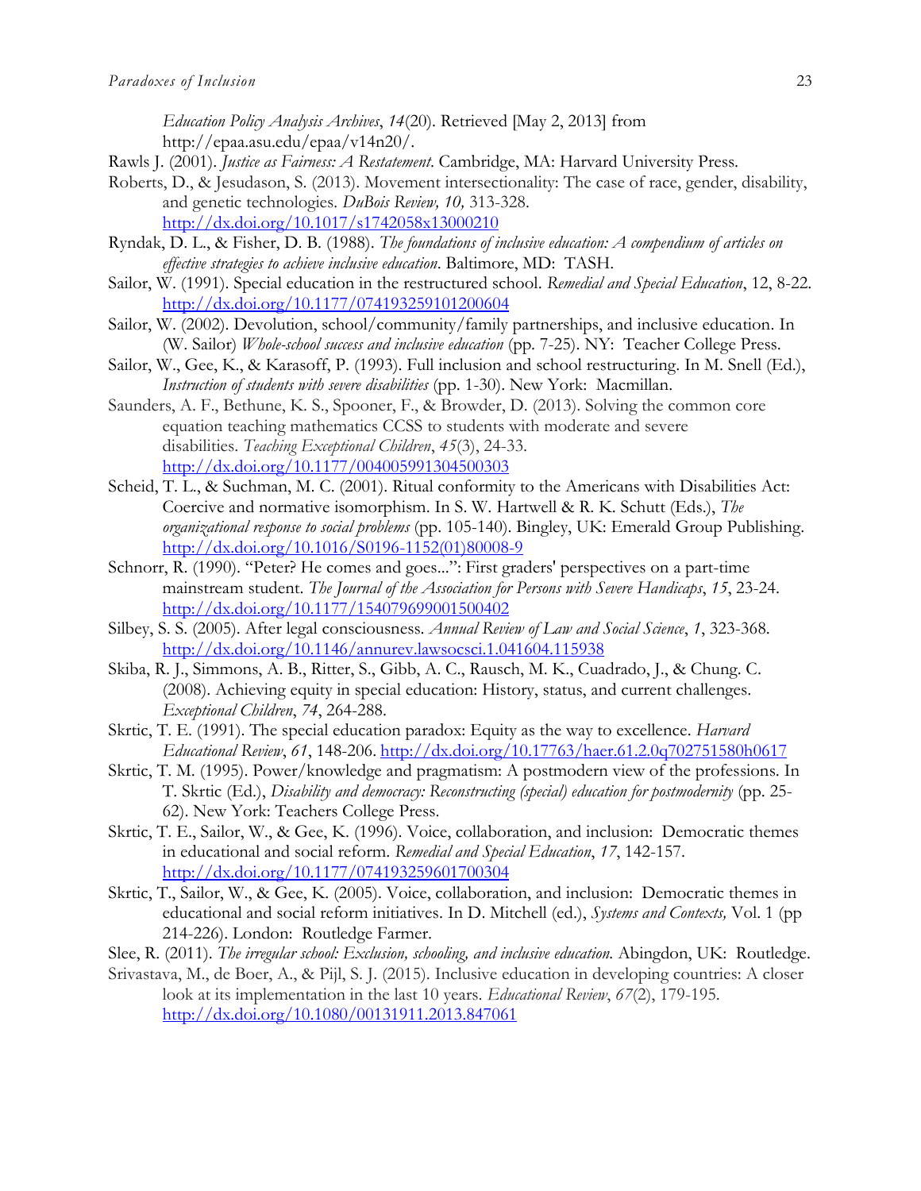*Education Policy Analysis Archives*, *14*(20). Retrieved [May 2, 2013] from http://epaa.asu.edu/epaa/v14n20/.

Rawls J. (2001). *Justice as Fairness: A Restatement*. Cambridge, MA: Harvard University Press.

Roberts, D., & Jesudason, S. (2013). Movement intersectionality: The case of race, gender, disability, and genetic technologies. *DuBois Review, 10,* 313-328. http://dx.doi.org/10.1017/s1742058x13000210

Ryndak, D. L., & Fisher, D. B. (1988). *The foundations of inclusive education: A compendium of articles on effective strategies to achieve inclusive education*. Baltimore, MD: TASH.

Sailor, W. (1991). Special education in the restructured school. *Remedial and Special Education*, 12, 8-22. http://dx.doi.org/10.1177/074193259101200604

Sailor, W. (2002). Devolution, school/community/family partnerships, and inclusive education. In (W. Sailor) *Whole-school success and inclusive education* (pp. 7-25). NY: Teacher College Press.

Sailor, W., Gee, K., & Karasoff, P. (1993). Full inclusion and school restructuring. In M. Snell (Ed.), *Instruction of students with severe disabilities* (pp. 1-30). New York: Macmillan.

Saunders, A. F., Bethune, K. S., Spooner, F., & Browder, D. (2013). Solving the common core equation teaching mathematics CCSS to students with moderate and severe disabilities. *Teaching Exceptional Children*, *45*(3), 24-33. http://dx.doi.org/10.1177/004005991304500303

Scheid, T. L., & Suchman, M. C. (2001). Ritual conformity to the Americans with Disabilities Act: Coercive and normative isomorphism. In S. W. Hartwell & R. K. Schutt (Eds.), *The organizational response to social problems* (pp. 105-140). Bingley, UK: Emerald Group Publishing. http://dx.doi.org/10.1016/S0196-1152(01)80008-9

Schnorr, R. (1990). "Peter? He comes and goes...": First graders' perspectives on a part-time mainstream student. *The Journal of the Association for Persons with Severe Handicaps*, *15*, 23-24. http://dx.doi.org/10.1177/154079699001500402

Silbey, S. S. (2005). After legal consciousness. *Annual Review of Law and Social Science*, *1*, 323-368. http://dx.doi.org/10.1146/annurev.lawsocsci.1.041604.115938

Skiba, R. J., Simmons, A. B., Ritter, S., Gibb, A. C., Rausch, M. K., Cuadrado, J., & Chung. C. (2008). Achieving equity in special education: History, status, and current challenges. *Exceptional Children*, *74*, 264-288.

Skrtic, T. E. (1991). The special education paradox: Equity as the way to excellence. *Harvard Educational Review*, *61*, 148-206. http://dx.doi.org/10.17763/haer.61.2.0q702751580h0617

Skrtic, T. M. (1995). Power/knowledge and pragmatism: A postmodern view of the professions. In T. Skrtic (Ed.), *Disability and democracy: Reconstructing (special) education for postmodernity* (pp. 25-62). New York: Teachers College Press.

Skrtic, T. E., Sailor, W., & Gee, K. (1996). Voice, collaboration, and inclusion: Democratic themes in educational and social reform. *Remedial and Special Education*, *17*, 142-157. http://dx.doi.org/10.1177/074193259601700304

Skrtic, T., Sailor, W., & Gee, K. (2005). Voice, collaboration, and inclusion: Democratic themes in educational and social reform initiatives. In D. Mitchell (ed.), *Systems and Contexts,* Vol. 1 (pp 214-226). London: Routledge Farmer.

Slee, R. (2011). *The irregular school: Exclusion, schooling, and inclusive education.* Abingdon, UK: Routledge.

Srivastava, M., de Boer, A., & Pijl, S. J. (2015). Inclusive education in developing countries: A closer look at its implementation in the last 10 years. *Educational Review*, *67*(2), 179-195. http://dx.doi.org/10.1080/00131911.2013.847061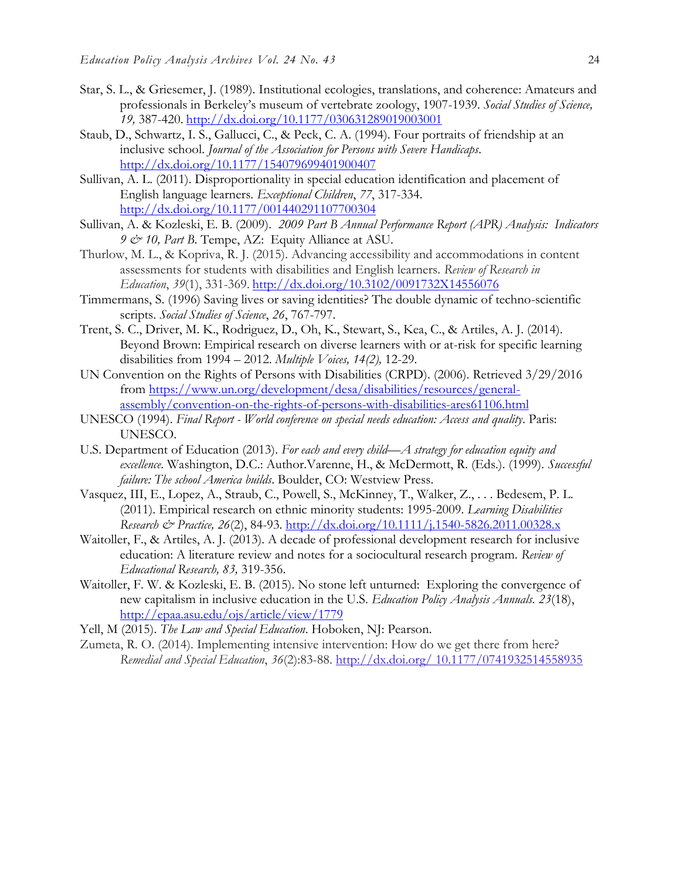Star, S. L., & Griesemer, J. (1989). Institutional ecologies, translations, and coherence: Amateurs and professionals in Berkeley's museum of vertebrate zoology, 1907-1939. *Social Studies of Science, 19,* 387-420. http://dx.doi.org/10.1177/030631289019003001

Staub, D., Schwartz, I. S., Gallucci, C., & Peck, C. A. (1994). Four portraits of friendship at an inclusive school. *Journal of the Association for Persons with Severe Handicaps*. http://dx.doi.org/10.1177/154079699401900407

Sullivan, A. L. (2011). Disproportionality in special education identification and placement of English language learners. *Exceptional Children*, *77*, 317-334. http://dx.doi.org/10.1177/001440291107700304

Sullivan, A. & Kozleski, E. B. (2009). *2009 Part B Annual Performance Report (APR) Analysis: Indicators 9 & 10, Part B*. Tempe, AZ: Equity Alliance at ASU.

Thurlow, M. L., & Kopriva, R. J. (2015). Advancing accessibility and accommodations in content assessments for students with disabilities and English learners. *Review of Research in Education*, *39*(1), 331-369. http://dx.doi.org/10.3102/0091732X14556076

Timmermans, S. (1996) Saving lives or saving identities? The double dynamic of techno-scientific scripts. *Social Studies of Science*, *26*, 767-797.

Trent, S. C., Driver, M. K., Rodriguez, D., Oh, K., Stewart, S., Kea, C., & Artiles, A. J. (2014). Beyond Brown: Empirical research on diverse learners with or at-risk for specific learning disabilities from 1994 – 2012. *Multiple Voices, 14(2),* 12-29.

UN Convention on the Rights of Persons with Disabilities (CRPD). (2006). Retrieved 3/29/2016 from https://www.un.org/development/desa/disabilities/resources/general-assembly/convention-on-the-rights-of-persons-with-disabilities-ares61106.html

UNESCO (1994). *Final Report - World conference on special needs education: Access and quality*. Paris: UNESCO.

U.S. Department of Education (2013). *For each and every child—A strategy for education equity and excellence*. Washington, D.C.: Author.Varenne, H., & McDermott, R. (Eds.). (1999). *Successful failure: The school America builds*. Boulder, CO: Westview Press.

Vasquez, III, E., Lopez, A., Straub, C., Powell, S., McKinney, T., Walker, Z., . . . Bedesem, P. L. (2011). Empirical research on ethnic minority students: 1995-2009. *Learning Disabilities Research & Practice, 26*(2), 84-93. http://dx.doi.org/10.1111/j.1540-5826.2011.00328.x

Waitoller, F., & Artiles, A. J. (2013). A decade of professional development research for inclusive education: A literature review and notes for a sociocultural research program. *Review of Educational Research, 83,* 319-356.

Waitoller, F. W. & Kozleski, E. B. (2015). No stone left unturned: Exploring the convergence of new capitalism in inclusive education in the U.S. *Education Policy Analysis Annuals. 23*(18), http://epaa.asu.edu/ojs/article/view/1779

Yell, M (2015). *The Law and Special Education*. Hoboken, NJ: Pearson.

Zumeta, R. O. (2014). Implementing intensive intervention: How do we get there from here? *Remedial and Special Education*, *36*(2):83-88. http://dx.doi.org/ 10.1177/0741932514558935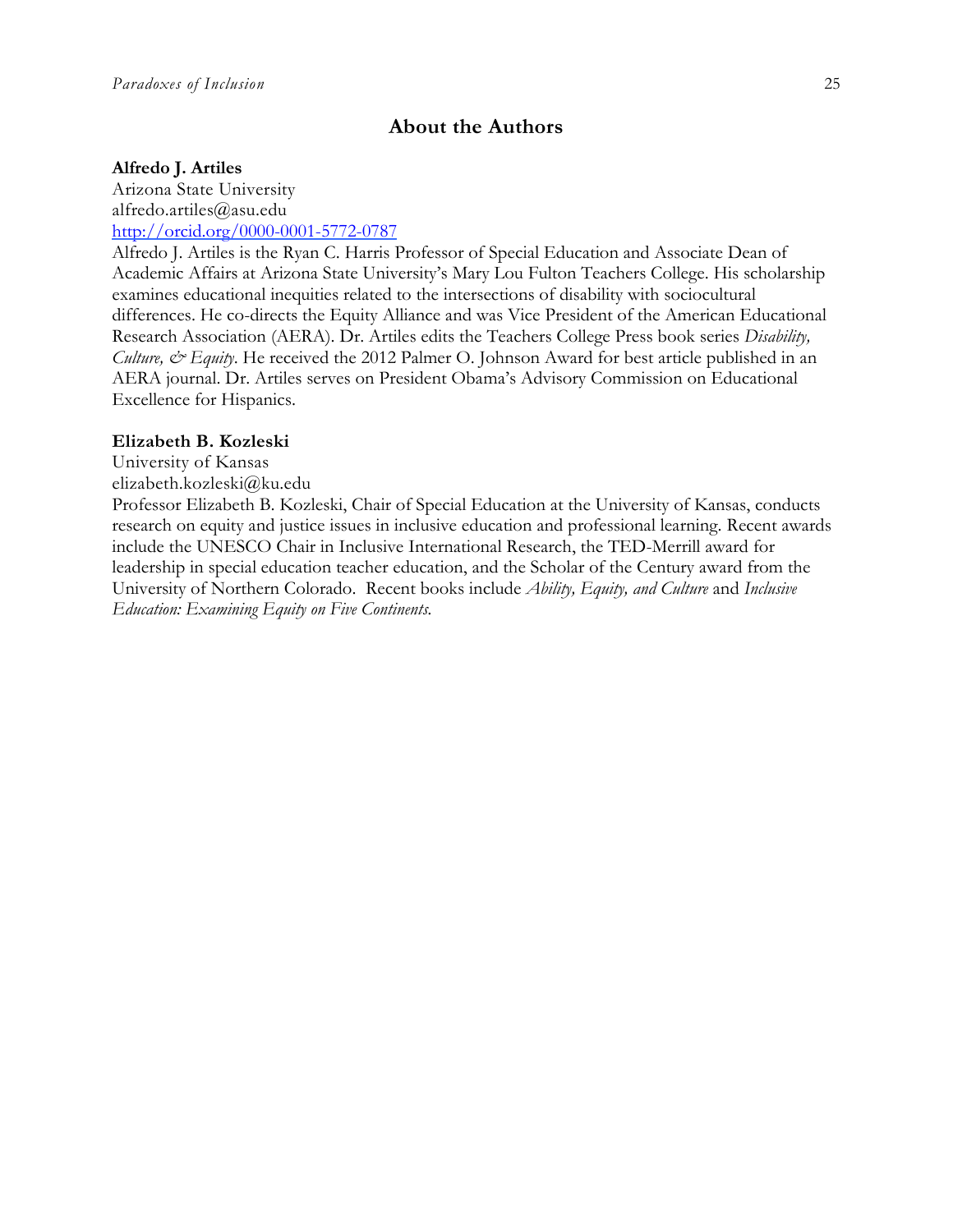## About the Authors

**Alfredo J. Artiles**
Arizona State University
alfredo.artiles@asu.edu
[http://orcid.org/0000-0001-5772-0787](http://orcid.org/0000-0001-5772-0787)
Alfredo J. Artiles is the Ryan C. Harris Professor of Special Education and Associate Dean of Academic Affairs at Arizona State University's Mary Lou Fulton Teachers College. His scholarship examines educational inequities related to the intersections of disability with sociocultural differences. He co-directs the Equity Alliance and was Vice President of the American Educational Research Association (AERA). Dr. Artiles edits the Teachers College Press book series *Disability, Culture, & Equity*. He received the 2012 Palmer O. Johnson Award for best article published in an AERA journal. Dr. Artiles serves on President Obama's Advisory Commission on Educational Excellence for Hispanics.

**Elizabeth B. Kozleski**
University of Kansas
elizabeth.kozleski@ku.edu
Professor Elizabeth B. Kozleski, Chair of Special Education at the University of Kansas, conducts research on equity and justice issues in inclusive education and professional learning. Recent awards include the UNESCO Chair in Inclusive International Research, the TED-Merrill award for leadership in special education teacher education, and the Scholar of the Century award from the University of Northern Colorado. Recent books include *Ability, Equity, and Culture* and *Inclusive Education: Examining Equity on Five Continents.*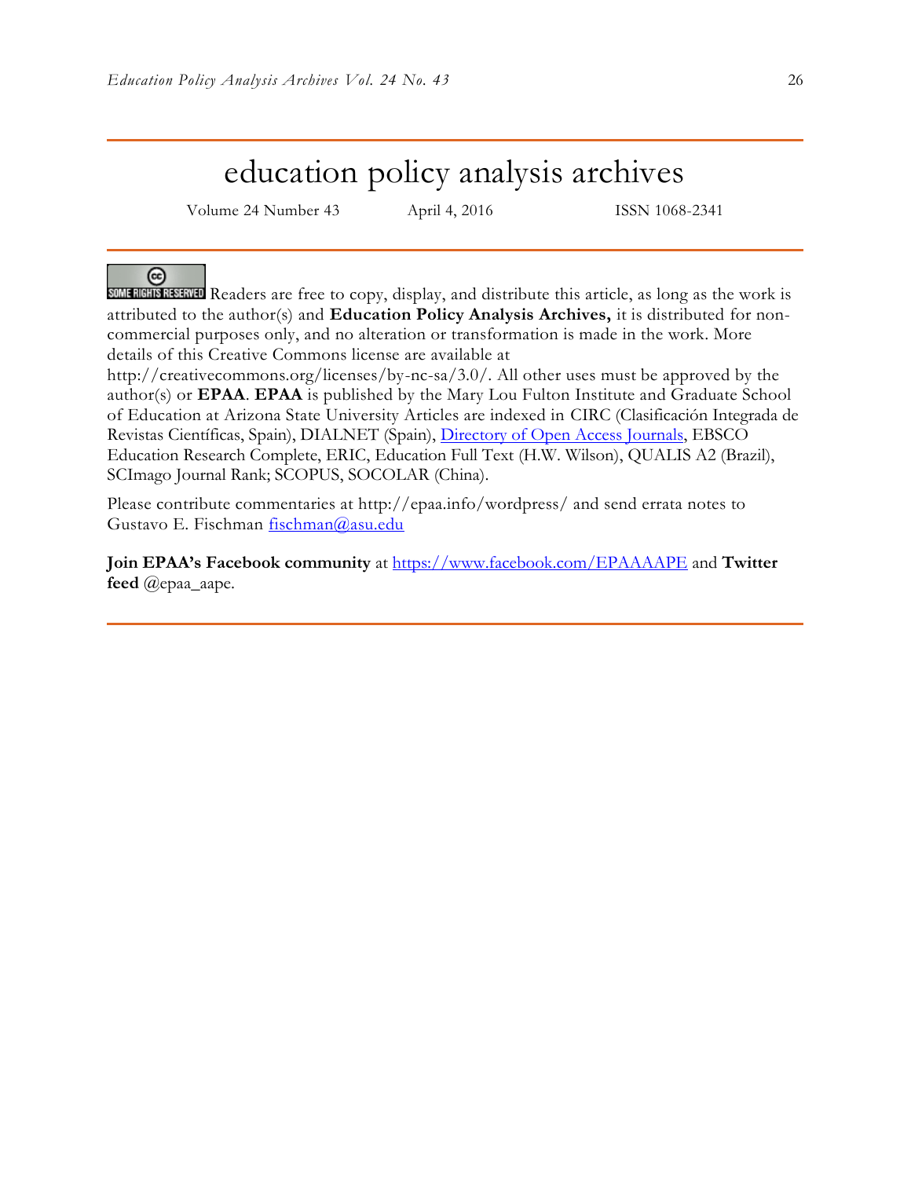# education policy analysis archives

Volume 24 Number 43 April 4, 2016 ISSN 1068-2341

SOME RIGHTS RESERVED Readers are free to copy, display, and distribute this article, as long as the work is attributed to the author(s) and **Education Policy Analysis Archives,** it is distributed for non-commercial purposes only, and no alteration or transformation is made in the work. More details of this Creative Commons license are available at http://creativecommons.org/licenses/by-nc-sa/3.0/. All other uses must be approved by the author(s) or **EPAA**. **EPAA** is published by the Mary Lou Fulton Institute and Graduate School of Education at Arizona State University Articles are indexed in CIRC (Clasificación Integrada de Revistas Científicas, Spain), DIALNET (Spain), Directory of Open Access Journals, EBSCO Education Research Complete, ERIC, Education Full Text (H.W. Wilson), QUALIS A2 (Brazil), SCImago Journal Rank; SCOPUS, SOCOLAR (China).

Please contribute commentaries at http://epaa.info/wordpress/ and send errata notes to Gustavo E. Fischman fischman@asu.edu

**Join EPAA's Facebook community** at https://www.facebook.com/EPAAAAPE and **Twitter feed** @epaa_aape.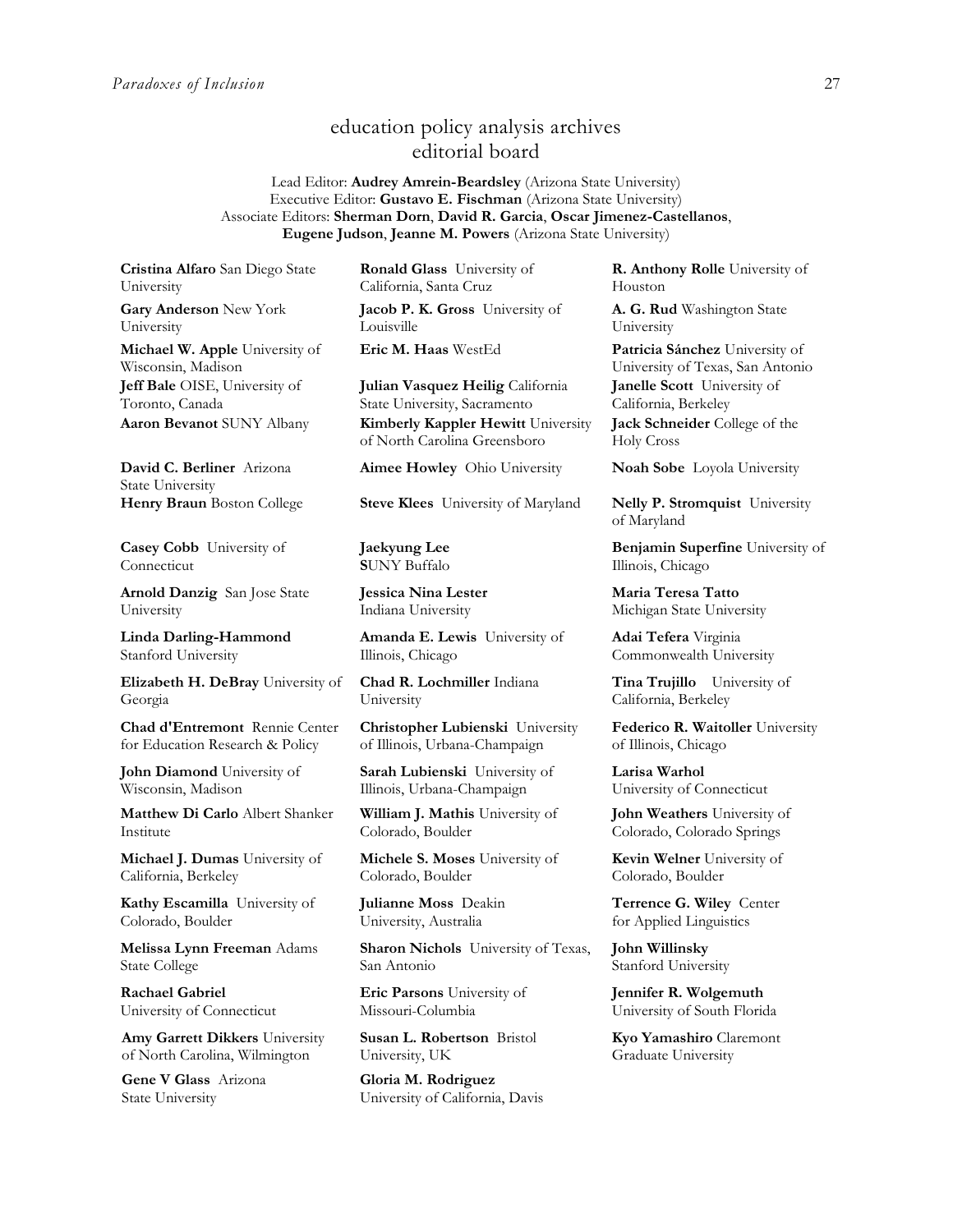# education policy analysis archives
## editorial board

Lead Editor: **Audrey Amrein-Beardsley** (Arizona State University)
Executive Editor: **Gustavo E. Fischman** (Arizona State University)
Associate Editors: **Sherman Dorn**, **David R. Garcia**, **Oscar Jimenez-Castellanos**, **Eugene Judson**, **Jeanne M. Powers** (Arizona State University)

**Cristina Alfaro** San Diego State University

**Gary Anderson** New York University

**Michael W. Apple** University of Wisconsin, Madison

**Jeff Bale** OISE, University of Toronto, Canada

**Aaron Bevanot** SUNY Albany

**David C. Berliner** Arizona State University

**Henry Braun** Boston College

**Casey Cobb** University of Connecticut

**Arnold Danzig** San Jose State University

**Linda Darling-Hammond** Stanford University

**Elizabeth H. DeBray** University of Georgia

**Chad d'Entremont** Rennie Center for Education Research & Policy

**John Diamond** University of Wisconsin, Madison

**Matthew Di Carlo** Albert Shanker Institute

**Michael J. Dumas** University of California, Berkeley

**Kathy Escamilla** University of Colorado, Boulder

**Melissa Lynn Freeman** Adams State College

**Rachael Gabriel** University of Connecticut

**Amy Garrett Dikkers** University of North Carolina, Wilmington

**Gene V Glass** Arizona State University

**Ronald Glass** University of California, Santa Cruz

**Jacob P. K. Gross** University of Louisville

**Eric M. Haas** WestEd

**Julian Vasquez Heilig** California State University, Sacramento

**Kimberly Kappler Hewitt** University of North Carolina Greensboro

**Aimee Howley** Ohio University

**Steve Klees** University of Maryland

**Jaekyung Lee** SUNY Buffalo

**Jessica Nina Lester** Indiana University

**Amanda E. Lewis** University of Illinois, Chicago

**Chad R. Lochmiller** Indiana University

**Christopher Lubienski** University of Illinois, Urbana-Champaign

**Sarah Lubienski** University of Illinois, Urbana-Champaign

**William J. Mathis** University of Colorado, Boulder

**Michele S. Moses** University of Colorado, Boulder

**Julianne Moss** Deakin University, Australia

**Sharon Nichols** University of Texas, San Antonio

**Eric Parsons** University of Missouri-Columbia

**Susan L. Robertson** Bristol University, UK

**Gloria M. Rodriguez** University of California, Davis

**R. Anthony Rolle** University of Houston

**A. G. Rud** Washington State University

**Patricia Sánchez** University of University of Texas, San Antonio

**Janelle Scott** University of California, Berkeley

**Jack Schneider** College of the Holy Cross

**Noah Sobe** Loyola University

**Nelly P. Stromquist** University of Maryland

**Benjamin Superfine** University of Illinois, Chicago

**Maria Teresa Tatto** Michigan State University

**Adai Tefera** Virginia Commonwealth University

**Tina Trujillo** University of California, Berkeley

**Federico R. Waitoller** University of Illinois, Chicago

**Larisa Warhol** University of Connecticut

**John Weathers** University of Colorado, Colorado Springs

**Kevin Welner** University of Colorado, Boulder

**Terrence G. Wiley** Center for Applied Linguistics

**John Willinsky** Stanford University

**Jennifer R. Wolgemuth** University of South Florida

**Kyo Yamashiro** Claremont Graduate University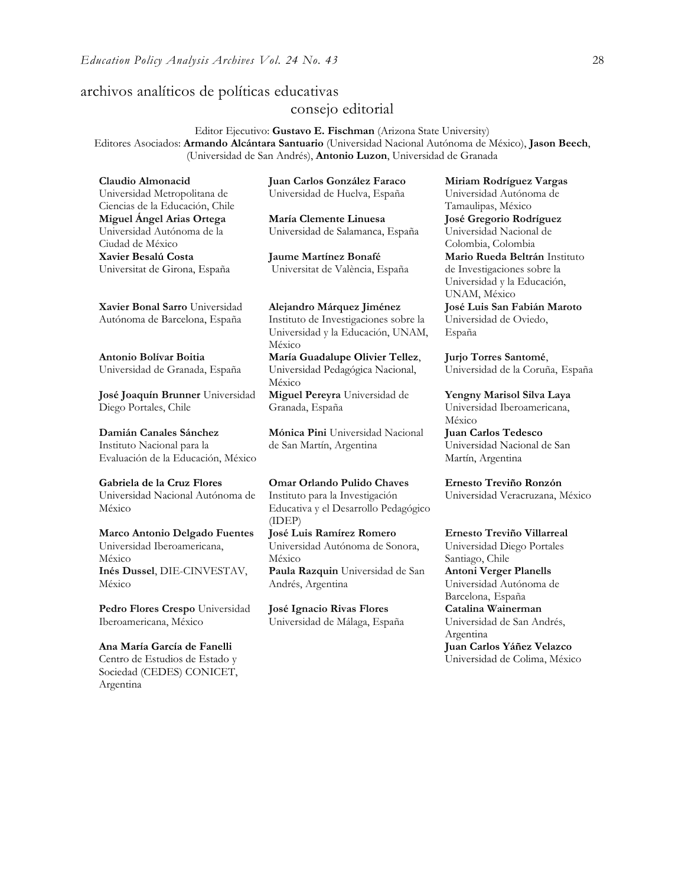# archivos analíticos de políticas educativas
## consejo editorial

Editor Ejecutivo: **Gustavo E. Fischman** (Arizona State University)
Editores Asociados: **Armando Alcántara Santuario** (Universidad Nacional Autónoma de México), **Jason Beech**, (Universidad de San Andrés), **Antonio Luzon**, Universidad de Granada

**Claudio Almonacid** Universidad Metropolitana de Ciencias de la Educación, Chile

**Miguel Ángel Arias Ortega** Universidad Autónoma de la Ciudad de México

**Xavier Besalú Costa** Universitat de Girona, España

**Xavier Bonal Sarro** Universidad Autónoma de Barcelona, España

**Antonio Bolívar Boitia** Universidad de Granada, España

**José Joaquín Brunner** Universidad Diego Portales, Chile

**Damián Canales Sánchez** Instituto Nacional para la Evaluación de la Educación, México

**Gabriela de la Cruz Flores** Universidad Nacional Autónoma de México

**Marco Antonio Delgado Fuentes** Universidad Iberoamericana, México

**Inés Dussel**, DIE-CINVESTAV, México

**Pedro Flores Crespo** Universidad Iberoamericana, México

**Ana María García de Fanelli** Centro de Estudios de Estado y Sociedad (CEDES) CONICET, Argentina

**Juan Carlos González Faraco** Universidad de Huelva, España

**María Clemente Linuesa** Universidad de Salamanca, España

**Jaume Martínez Bonafé** Universitat de València, España

**Alejandro Márquez Jiménez** Instituto de Investigaciones sobre la Universidad y la Educación, UNAM, México

**María Guadalupe Olivier Tellez**, Universidad Pedagógica Nacional, México

**Miguel Pereyra** Universidad de Granada, España

**Mónica Pini** Universidad Nacional de San Martín, Argentina

**Omar Orlando Pulido Chaves** Instituto para la Investigación Educativa y el Desarrollo Pedagógico (IDEP)

**José Luis Ramírez Romero** Universidad Autónoma de Sonora, México

**Paula Razquin** Universidad de San Andrés, Argentina

**José Ignacio Rivas Flores** Universidad de Málaga, España

**Miriam Rodríguez Vargas** Universidad Autónoma de Tamaulipas, México

**José Gregorio Rodríguez** Universidad Nacional de Colombia, Colombia

**Mario Rueda Beltrán** Instituto de Investigaciones sobre la Universidad y la Educación, UNAM, México

**José Luis San Fabián Maroto** Universidad de Oviedo, España

**Jurjo Torres Santomé**, Universidad de la Coruña, España

**Yengny Marisol Silva Laya** Universidad Iberoamericana, México

**Juan Carlos Tedesco** Universidad Nacional de San Martín, Argentina

**Ernesto Treviño Ronzón** Universidad Veracruzana, México

**Ernesto Treviño Villarreal** Universidad Diego Portales Santiago, Chile

**Antoni Verger Planells** Universidad Autónoma de Barcelona, España

**Catalina Wainerman** Universidad de San Andrés, Argentina

**Juan Carlos Yáñez Velazco** Universidad de Colima, México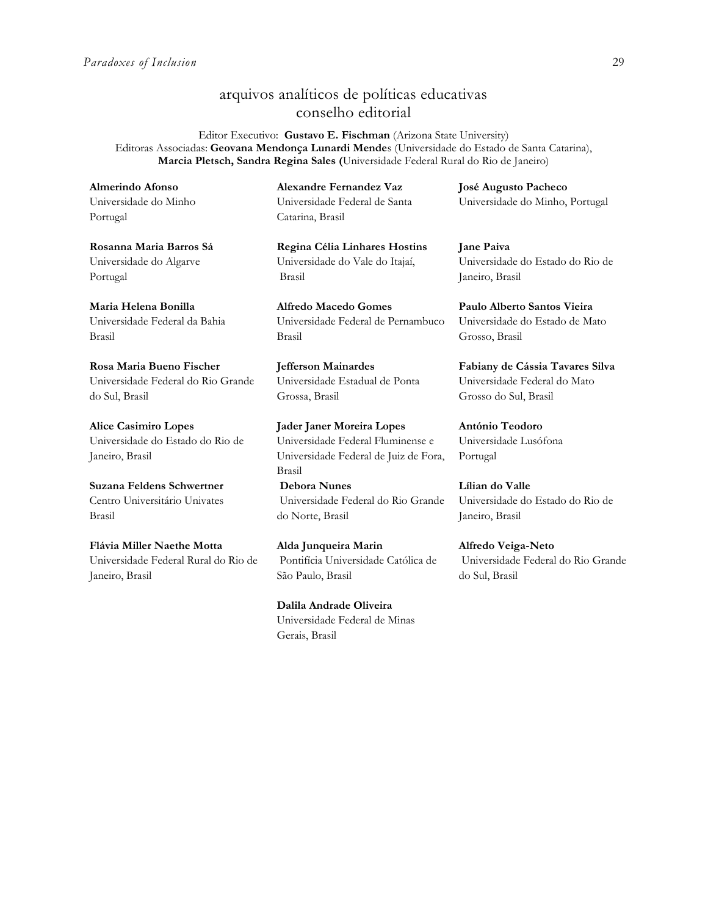## arquivos analíticos de políticas educativas
## conselho editorial

Editor Executivo: **Gustavo E. Fischman** (Arizona State University)
Editoras Associadas: **Geovana Mendonça Lunardi Mende**s (Universidade do Estado de Santa Catarina), **Marcia Pletsch, Sandra Regina Sales (**Universidade Federal Rural do Rio de Janeiro)

**Almerindo Afonso**
Universidade do Minho
Portugal

**Rosanna Maria Barros Sá**
Universidade do Algarve
Portugal

**Maria Helena Bonilla**
Universidade Federal da Bahia
Brasil

**Rosa Maria Bueno Fischer**
Universidade Federal do Rio Grande do Sul, Brasil

**Alice Casimiro Lopes**
Universidade do Estado do Rio de Janeiro, Brasil

**Suzana Feldens Schwertner**
Centro Universitário Univates
Brasil

**Flávia Miller Naethe Motta**
Universidade Federal Rural do Rio de Janeiro, Brasil

**Alexandre Fernandez Vaz**
Universidade Federal de Santa Catarina, Brasil

**Regina Célia Linhares Hostins**
Universidade do Vale do Itajaí, Brasil

**Alfredo Macedo Gomes**
Universidade Federal de Pernambuco
Brasil

**Jefferson Mainardes**
Universidade Estadual de Ponta Grossa, Brasil

**Jader Janer Moreira Lopes**
Universidade Federal Fluminense e Universidade Federal de Juiz de Fora, Brasil

**Debora Nunes**
Universidade Federal do Rio Grande do Norte, Brasil

**Alda Junqueira Marin**
Pontifícia Universidade Católica de São Paulo, Brasil

**Dalila Andrade Oliveira**
Universidade Federal de Minas Gerais, Brasil

**José Augusto Pacheco**
Universidade do Minho, Portugal

**Jane Paiva**
Universidade do Estado do Rio de Janeiro, Brasil

**Paulo Alberto Santos Vieira**
Universidade do Estado de Mato Grosso, Brasil

**Fabiany de Cássia Tavares Silva**
Universidade Federal do Mato Grosso do Sul, Brasil

**António Teodoro**
Universidade Lusófona
Portugal

**Lílian do Valle**
Universidade do Estado do Rio de Janeiro, Brasil

**Alfredo Veiga-Neto**
Universidade Federal do Rio Grande do Sul, Brasil